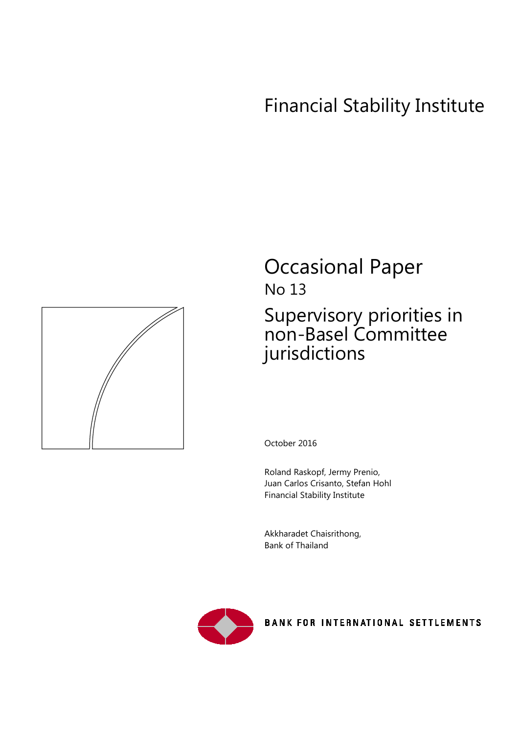Financial Stability Institute

# Occasional Paper

No 13

# Supervisory priorities in non-Basel Committee jurisdictions

October 2016

Roland Raskopf, Jermy Prenio,
Juan Carlos Crisanto, Stefan Hohl
Financial Stability Institute

Akkharadet Chaisrithong,
Bank of Thailand

BANK FOR INTERNATIONAL SETTLEMENTS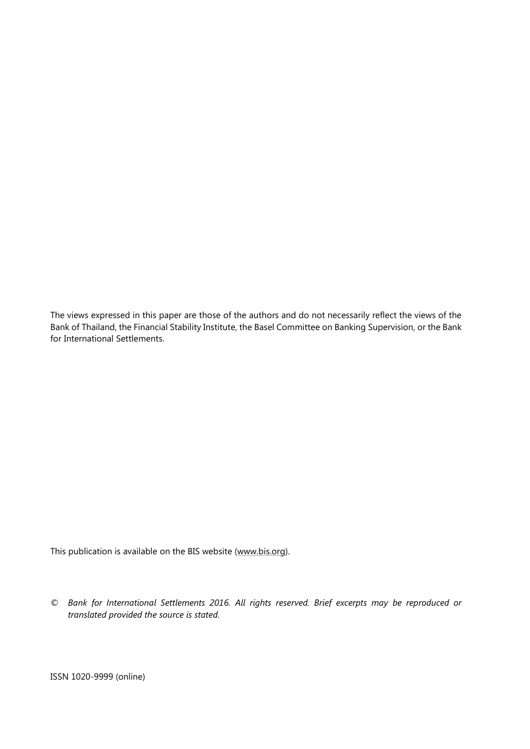The views expressed in this paper are those of the authors and do not necessarily reflect the views of the Bank of Thailand, the Financial Stability Institute, the Basel Committee on Banking Supervision, or the Bank for International Settlements.

This publication is available on the BIS website (www.bis.org).

© *Bank for International Settlements 2016. All rights reserved. Brief excerpts may be reproduced or translated provided the source is stated.*

ISSN 1020-9999 (online)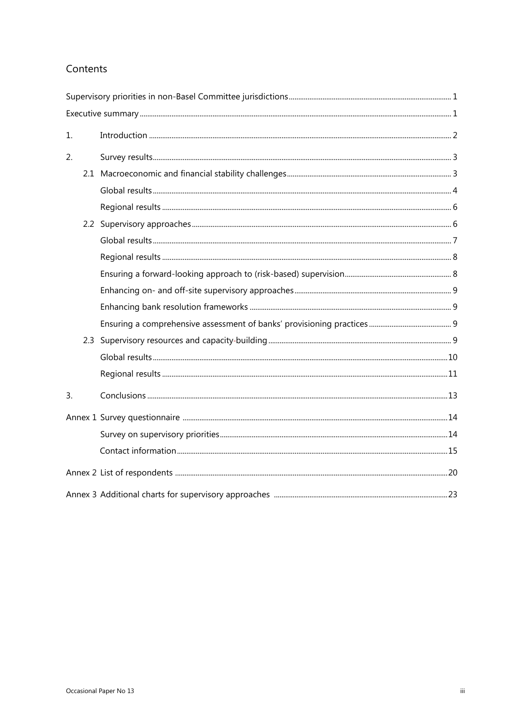## Contents

Supervisory priorities in non-Basel Committee jurisdictions ........ 1

Executive summary ........ 1

1. Introduction ........ 2

2. Survey results ........ 3

   2.1 Macroeconomic and financial stability challenges ........ 3

   Global results ........ 4

   Regional results ........ 6

   2.2 Supervisory approaches ........ 6

   Global results ........ 7

   Regional results ........ 8

   Ensuring a forward-looking approach to (risk-based) supervision ........ 8

   Enhancing on- and off-site supervisory approaches ........ 9

   Enhancing bank resolution frameworks ........ 9

   Ensuring a comprehensive assessment of banks' provisioning practices ........ 9

   2.3 Supervisory resources and capacity-building ........ 9

   Global results ........ 10

   Regional results ........ 11

3. Conclusions ........ 13

Annex 1 Survey questionnaire ........ 14

   Survey on supervisory priorities ........ 14

   Contact information ........ 15

Annex 2 List of respondents ........ 20

Annex 3 Additional charts for supervisory approaches ........ 23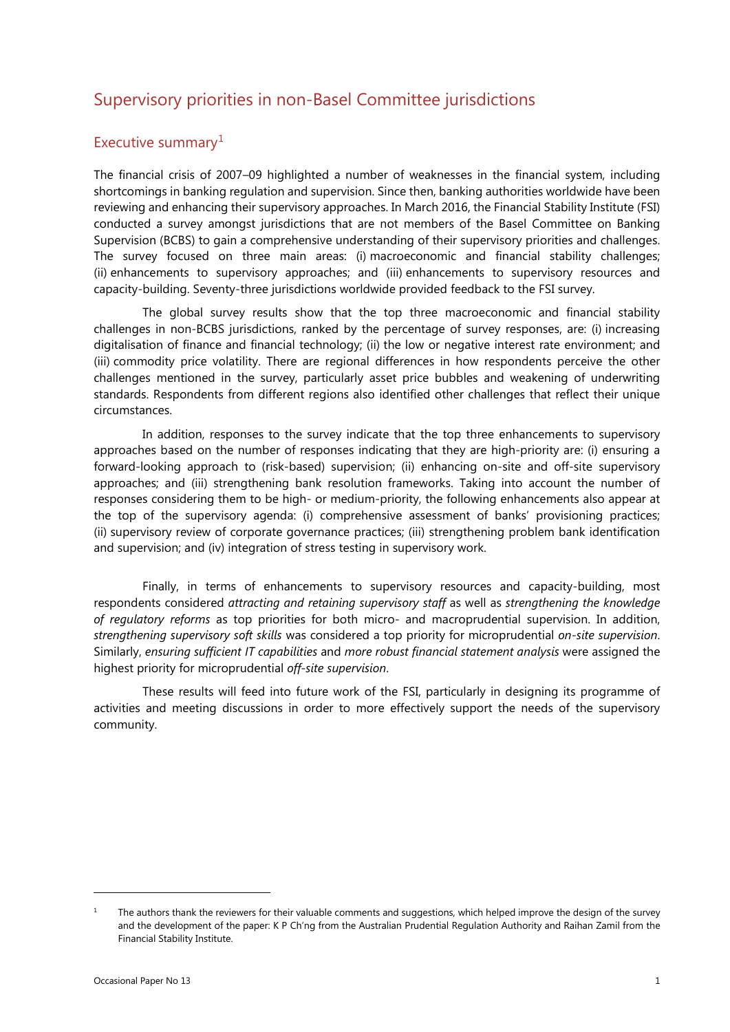# Supervisory priorities in non-Basel Committee jurisdictions

## Executive summary[1]

The financial crisis of 2007–09 highlighted a number of weaknesses in the financial system, including shortcomings in banking regulation and supervision. Since then, banking authorities worldwide have been reviewing and enhancing their supervisory approaches. In March 2016, the Financial Stability Institute (FSI) conducted a survey amongst jurisdictions that are not members of the Basel Committee on Banking Supervision (BCBS) to gain a comprehensive understanding of their supervisory priorities and challenges. The survey focused on three main areas: (i) macroeconomic and financial stability challenges; (ii) enhancements to supervisory approaches; and (iii) enhancements to supervisory resources and capacity-building. Seventy-three jurisdictions worldwide provided feedback to the FSI survey.

The global survey results show that the top three macroeconomic and financial stability challenges in non-BCBS jurisdictions, ranked by the percentage of survey responses, are: (i) increasing digitalisation of finance and financial technology; (ii) the low or negative interest rate environment; and (iii) commodity price volatility. There are regional differences in how respondents perceive the other challenges mentioned in the survey, particularly asset price bubbles and weakening of underwriting standards. Respondents from different regions also identified other challenges that reflect their unique circumstances.

In addition, responses to the survey indicate that the top three enhancements to supervisory approaches based on the number of responses indicating that they are high-priority are: (i) ensuring a forward-looking approach to (risk-based) supervision; (ii) enhancing on-site and off-site supervisory approaches; and (iii) strengthening bank resolution frameworks. Taking into account the number of responses considering them to be high- or medium-priority, the following enhancements also appear at the top of the supervisory agenda: (i) comprehensive assessment of banks' provisioning practices; (ii) supervisory review of corporate governance practices; (iii) strengthening problem bank identification and supervision; and (iv) integration of stress testing in supervisory work.

Finally, in terms of enhancements to supervisory resources and capacity-building, most respondents considered *attracting and retaining supervisory staff* as well as *strengthening the knowledge of regulatory reforms* as top priorities for both micro- and macroprudential supervision. In addition, *strengthening supervisory soft skills* was considered a top priority for microprudential *on-site supervision*. Similarly, *ensuring sufficient IT capabilities* and *more robust financial statement analysis* were assigned the highest priority for microprudential *off-site supervision*.

These results will feed into future work of the FSI, particularly in designing its programme of activities and meeting discussions in order to more effectively support the needs of the supervisory community.

---

[1] The authors thank the reviewers for their valuable comments and suggestions, which helped improve the design of the survey and the development of the paper: K P Ch'ng from the Australian Prudential Regulation Authority and Raihan Zamil from the Financial Stability Institute.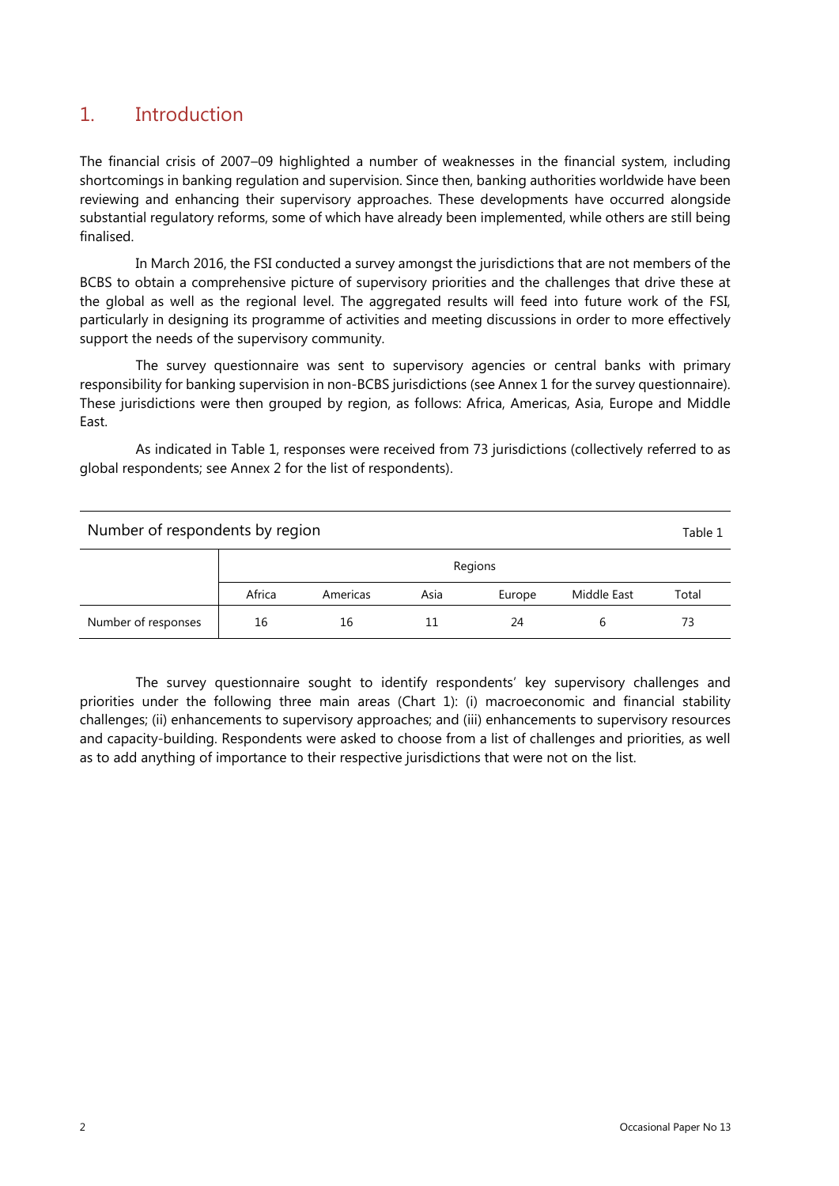## 1. Introduction

The financial crisis of 2007–09 highlighted a number of weaknesses in the financial system, including shortcomings in banking regulation and supervision. Since then, banking authorities worldwide have been reviewing and enhancing their supervisory approaches. These developments have occurred alongside substantial regulatory reforms, some of which have already been implemented, while others are still being finalised.

In March 2016, the FSI conducted a survey amongst the jurisdictions that are not members of the BCBS to obtain a comprehensive picture of supervisory priorities and the challenges that drive these at the global as well as the regional level. The aggregated results will feed into future work of the FSI, particularly in designing its programme of activities and meeting discussions in order to more effectively support the needs of the supervisory community.

The survey questionnaire was sent to supervisory agencies or central banks with primary responsibility for banking supervision in non-BCBS jurisdictions (see Annex 1 for the survey questionnaire). These jurisdictions were then grouped by region, as follows: Africa, Americas, Asia, Europe and Middle East.

As indicated in Table 1, responses were received from 73 jurisdictions (collectively referred to as global respondents; see Annex 2 for the list of respondents).

Number of respondents by region — Table 1

| | Regions | | | | | |
|---|---|---|---|---|---|---|
| | Africa | Americas | Asia | Europe | Middle East | Total |
| Number of responses | 16 | 16 | 11 | 24 | 6 | 73 |

The survey questionnaire sought to identify respondents' key supervisory challenges and priorities under the following three main areas (Chart 1): (i) macroeconomic and financial stability challenges; (ii) enhancements to supervisory approaches; and (iii) enhancements to supervisory resources and capacity-building. Respondents were asked to choose from a list of challenges and priorities, as well as to add anything of importance to their respective jurisdictions that were not on the list.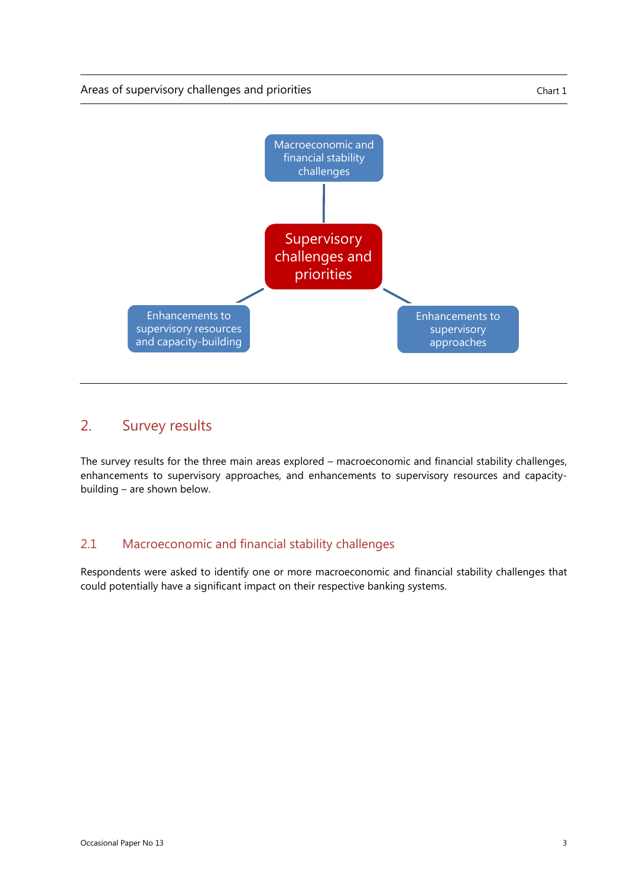Areas of supervisory challenges and priorities

Chart 1

Macroeconomic and financial stability challenges

Supervisory challenges and priorities

Enhancements to supervisory resources and capacity-building

Enhancements to supervisory approaches

## 2. Survey results

The survey results for the three main areas explored – macroeconomic and financial stability challenges, enhancements to supervisory approaches, and enhancements to supervisory resources and capacity-building – are shown below.

### 2.1 Macroeconomic and financial stability challenges

Respondents were asked to identify one or more macroeconomic and financial stability challenges that could potentially have a significant impact on their respective banking systems.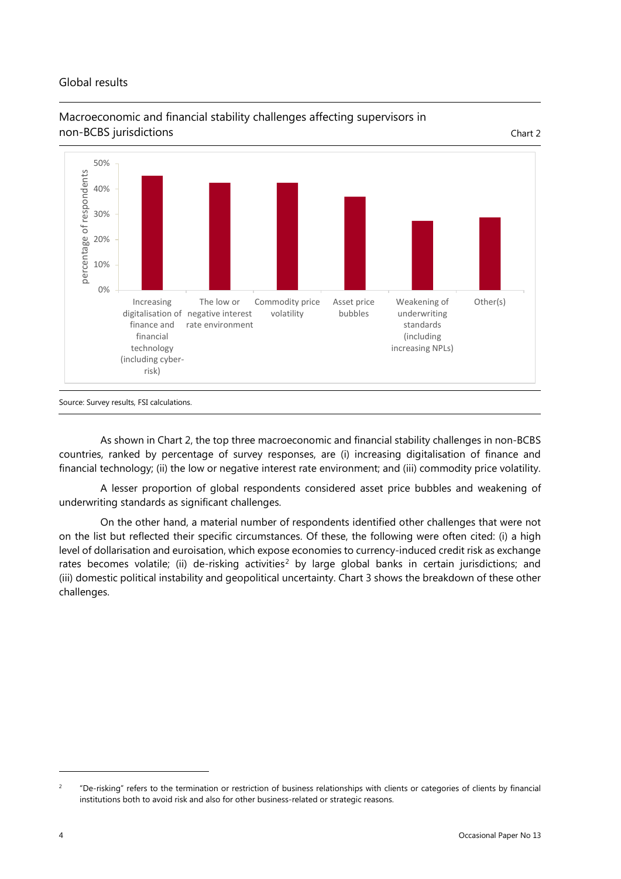Global results

Macroeconomic and financial stability challenges affecting supervisors in non-BCBS jurisdictions

Chart 2

Source: Survey results, FSI calculations.

As shown in Chart 2, the top three macroeconomic and financial stability challenges in non-BCBS countries, ranked by percentage of survey responses, are (i) increasing digitalisation of finance and financial technology; (ii) the low or negative interest rate environment; and (iii) commodity price volatility.

A lesser proportion of global respondents considered asset price bubbles and weakening of underwriting standards as significant challenges.

On the other hand, a material number of respondents identified other challenges that were not on the list but reflected their specific circumstances. Of these, the following were often cited: (i) a high level of dollarisation and euroisation, which expose economies to currency-induced credit risk as exchange rates becomes volatile; (ii) de-risking activities[2] by large global banks in certain jurisdictions; and (iii) domestic political instability and geopolitical uncertainty. Chart 3 shows the breakdown of these other challenges.

[2] "De-risking" refers to the termination or restriction of business relationships with clients or categories of clients by financial institutions both to avoid risk and also for other business-related or strategic reasons.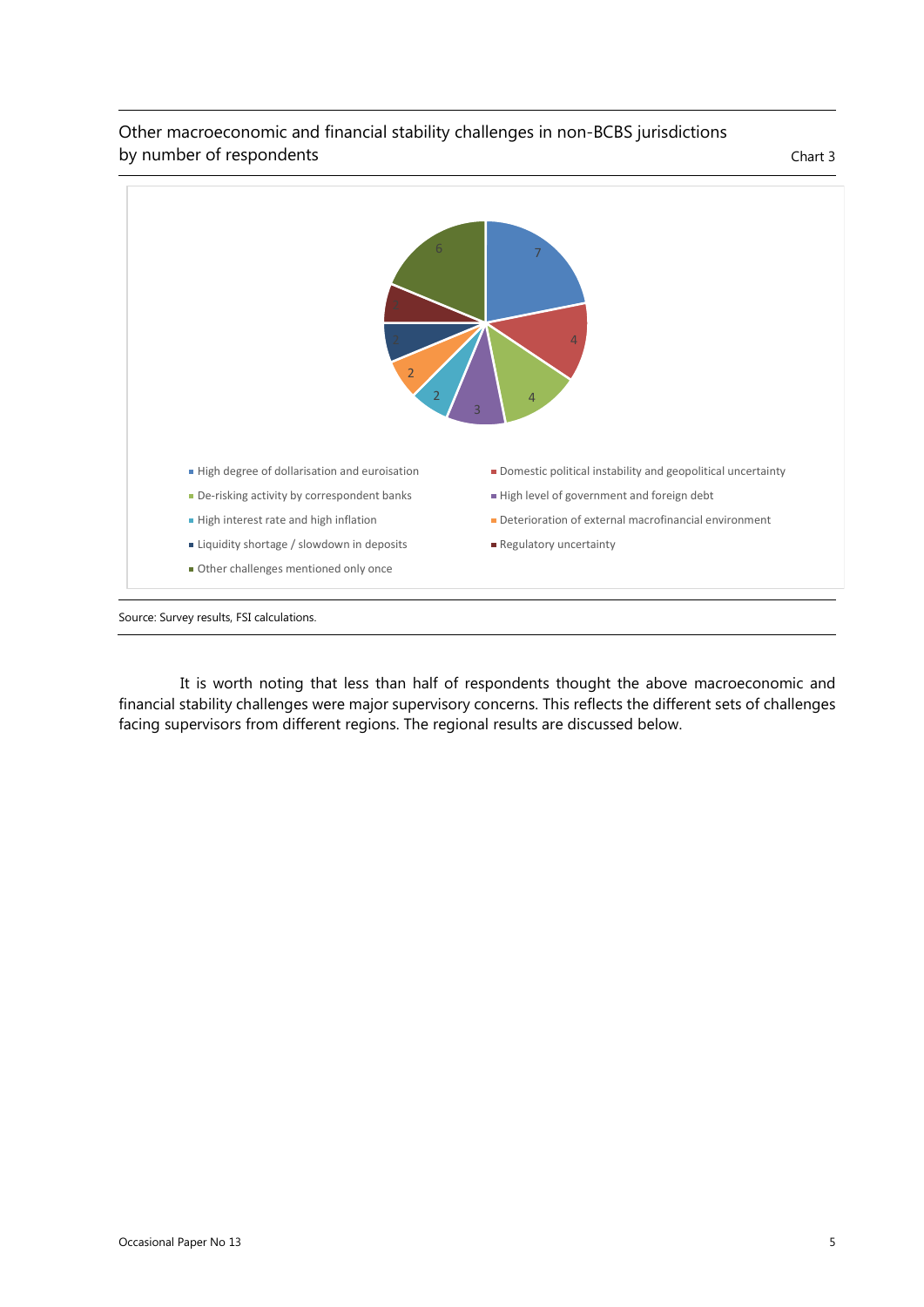Other macroeconomic and financial stability challenges in non-BCBS jurisdictions by number of respondents

Chart 3

Source: Survey results, FSI calculations.

It is worth noting that less than half of respondents thought the above macroeconomic and financial stability challenges were major supervisory concerns. This reflects the different sets of challenges facing supervisors from different regions. The regional results are discussed below.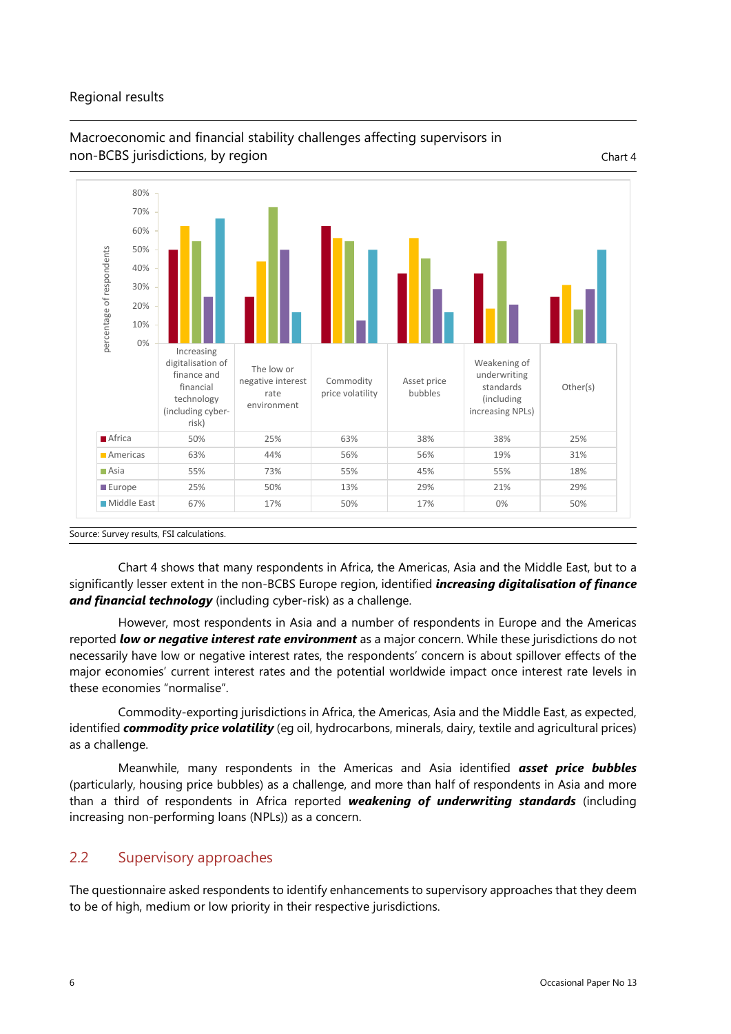Regional results

Macroeconomic and financial stability challenges affecting supervisors in non-BCBS jurisdictions, by region

Chart 4

| | Increasing digitalisation of finance and financial technology (including cyber-risk) | The low or negative interest rate environment | Commodity price volatility | Asset price bubbles | Weakening of underwriting standards (including increasing NPLs) | Other(s) |
|---|---|---|---|---|---|---|
| Africa | 50% | 25% | 63% | 38% | 38% | 25% |
| Americas | 63% | 44% | 56% | 56% | 19% | 31% |
| Asia | 55% | 73% | 55% | 45% | 55% | 18% |
| Europe | 25% | 50% | 13% | 29% | 21% | 29% |
| Middle East | 67% | 17% | 50% | 17% | 0% | 50% |

Source: Survey results, FSI calculations.

Chart 4 shows that many respondents in Africa, the Americas, Asia and the Middle East, but to a significantly lesser extent in the non-BCBS Europe region, identified ***increasing digitalisation of finance and financial technology*** (including cyber-risk) as a challenge.

However, most respondents in Asia and a number of respondents in Europe and the Americas reported ***low or negative interest rate environment*** as a major concern. While these jurisdictions do not necessarily have low or negative interest rates, the respondents' concern is about spillover effects of the major economies' current interest rates and the potential worldwide impact once interest rate levels in these economies "normalise".

Commodity-exporting jurisdictions in Africa, the Americas, Asia and the Middle East, as expected, identified ***commodity price volatility*** (eg oil, hydrocarbons, minerals, dairy, textile and agricultural prices) as a challenge.

Meanwhile, many respondents in the Americas and Asia identified ***asset price bubbles*** (particularly, housing price bubbles) as a challenge, and more than half of respondents in Asia and more than a third of respondents in Africa reported ***weakening of underwriting standards*** (including increasing non-performing loans (NPLs)) as a concern.

## 2.2 Supervisory approaches

The questionnaire asked respondents to identify enhancements to supervisory approaches that they deem to be of high, medium or low priority in their respective jurisdictions.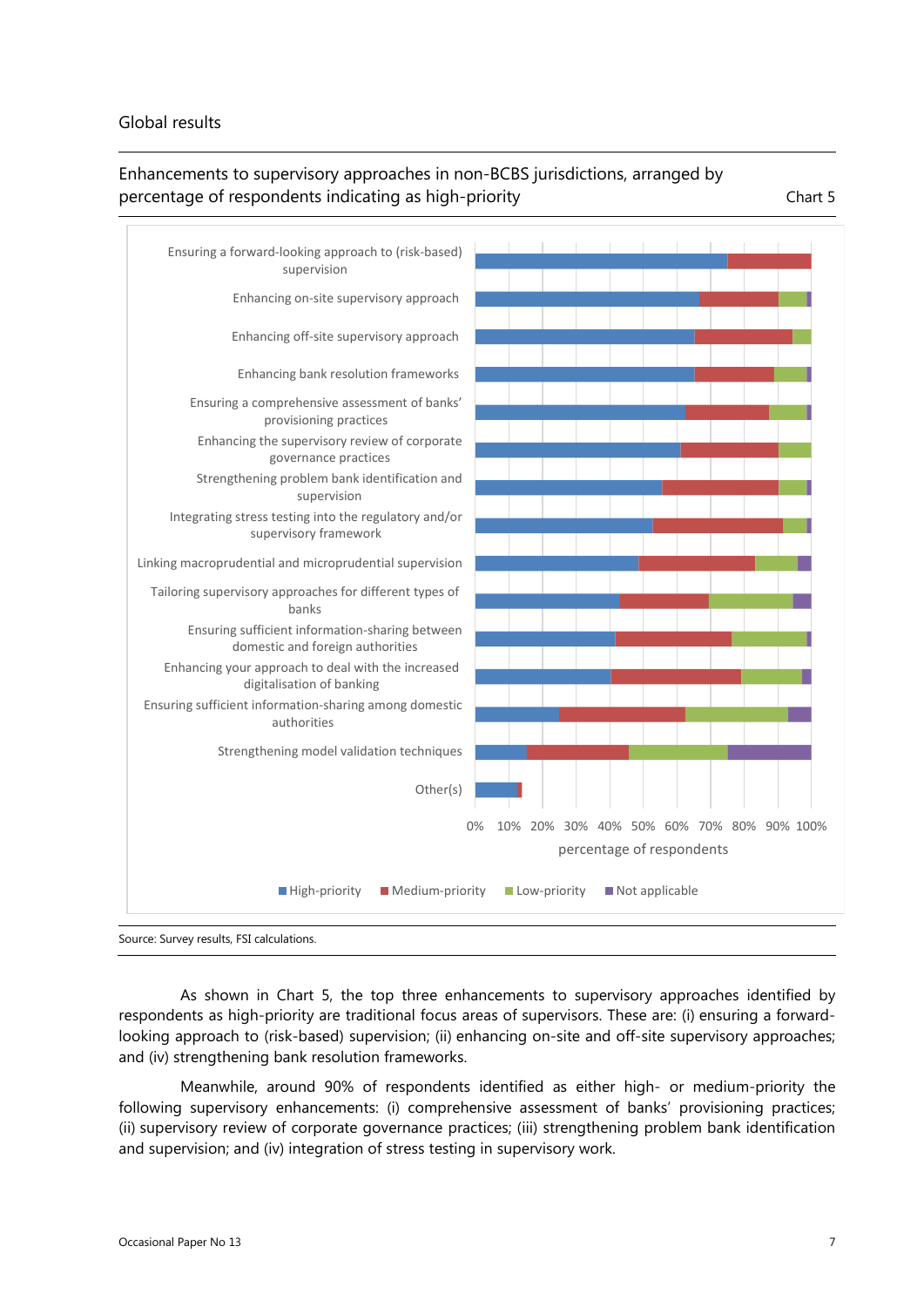Global results

Enhancements to supervisory approaches in non-BCBS jurisdictions, arranged by percentage of respondents indicating as high-priority

Chart 5

Ensuring a forward-looking approach to (risk-based) supervision

Enhancing on-site supervisory approach

Enhancing off-site supervisory approach

Enhancing bank resolution frameworks

Ensuring a comprehensive assessment of banks' provisioning practices

Enhancing the supervisory review of corporate governance practices

Strengthening problem bank identification and supervision

Integrating stress testing into the regulatory and/or supervisory framework

Linking macroprudential and microprudential supervision

Tailoring supervisory approaches for different types of banks

Ensuring sufficient information-sharing between domestic and foreign authorities

Enhancing your approach to deal with the increased digitalisation of banking

Ensuring sufficient information-sharing among domestic authorities

Strengthening model validation techniques

Other(s)

0% 10% 20% 30% 40% 50% 60% 70% 80% 90% 100%

percentage of respondents

High-priority Medium-priority Low-priority Not applicable

Source: Survey results, FSI calculations.

As shown in Chart 5, the top three enhancements to supervisory approaches identified by respondents as high-priority are traditional focus areas of supervisors. These are: (i) ensuring a forward-looking approach to (risk-based) supervision; (ii) enhancing on-site and off-site supervisory approaches; and (iv) strengthening bank resolution frameworks.

Meanwhile, around 90% of respondents identified as either high- or medium-priority the following supervisory enhancements: (i) comprehensive assessment of banks' provisioning practices; (ii) supervisory review of corporate governance practices; (iii) strengthening problem bank identification and supervision; and (iv) integration of stress testing in supervisory work.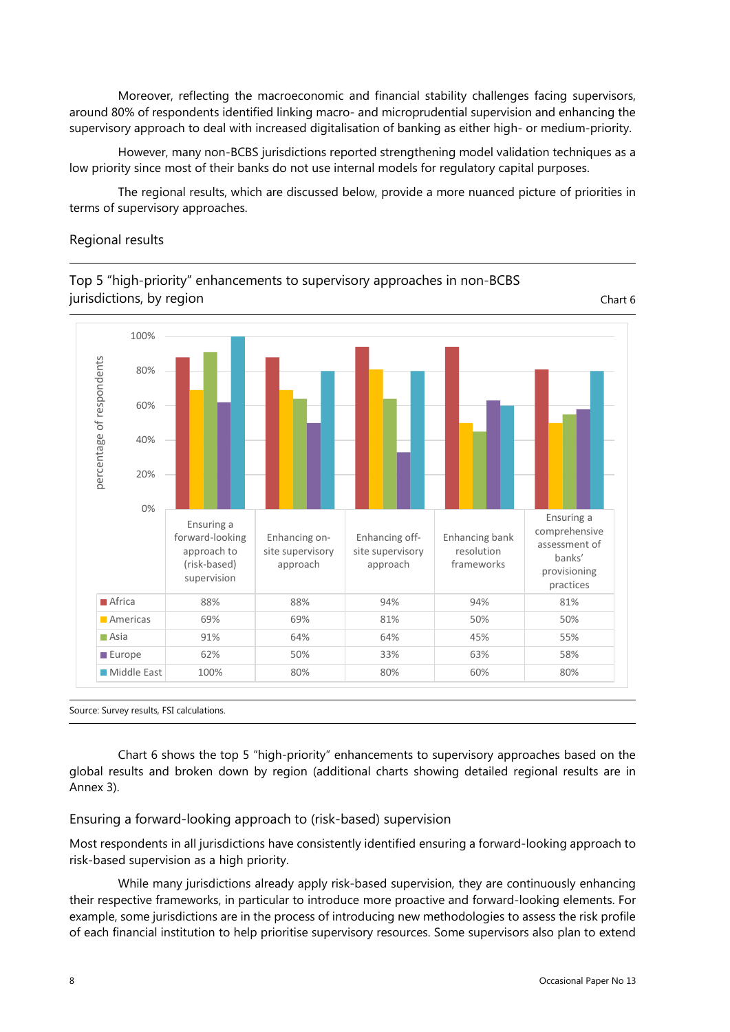Moreover, reflecting the macroeconomic and financial stability challenges facing supervisors, around 80% of respondents identified linking macro- and microprudential supervision and enhancing the supervisory approach to deal with increased digitalisation of banking as either high- or medium-priority.

However, many non-BCBS jurisdictions reported strengthening model validation techniques as a low priority since most of their banks do not use internal models for regulatory capital purposes.

The regional results, which are discussed below, provide a more nuanced picture of priorities in terms of supervisory approaches.

## Regional results

Top 5 "high-priority" enhancements to supervisory approaches in non-BCBS jurisdictions, by region

Chart 6

| | Ensuring a forward-looking approach to (risk-based) supervision | Enhancing on-site supervisory approach | Enhancing off-site supervisory approach | Enhancing bank resolution frameworks | Ensuring a comprehensive assessment of banks' provisioning practices |
|---|---|---|---|---|---|
| Africa | 88% | 88% | 94% | 94% | 81% |
| Americas | 69% | 69% | 81% | 50% | 50% |
| Asia | 91% | 64% | 64% | 45% | 55% |
| Europe | 62% | 50% | 33% | 63% | 58% |
| Middle East | 100% | 80% | 80% | 60% | 80% |

Source: Survey results, FSI calculations.

Chart 6 shows the top 5 "high-priority" enhancements to supervisory approaches based on the global results and broken down by region (additional charts showing detailed regional results are in Annex 3).

### Ensuring a forward-looking approach to (risk-based) supervision

Most respondents in all jurisdictions have consistently identified ensuring a forward-looking approach to risk-based supervision as a high priority.

While many jurisdictions already apply risk-based supervision, they are continuously enhancing their respective frameworks, in particular to introduce more proactive and forward-looking elements. For example, some jurisdictions are in the process of introducing new methodologies to assess the risk profile of each financial institution to help prioritise supervisory resources. Some supervisors also plan to extend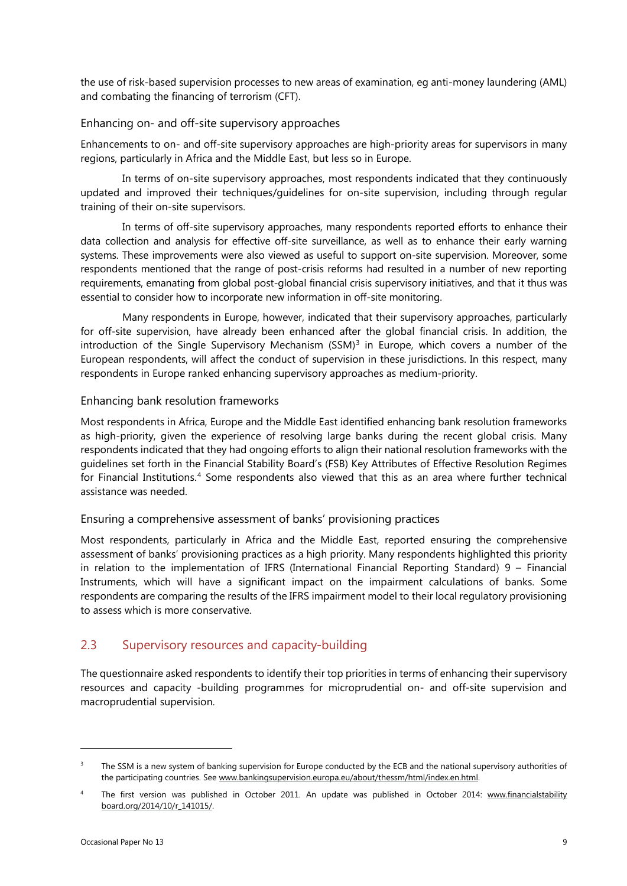the use of risk-based supervision processes to new areas of examination, eg anti-money laundering (AML) and combating the financing of terrorism (CFT).

### Enhancing on- and off-site supervisory approaches

Enhancements to on- and off-site supervisory approaches are high-priority areas for supervisors in many regions, particularly in Africa and the Middle East, but less so in Europe.

In terms of on-site supervisory approaches, most respondents indicated that they continuously updated and improved their techniques/guidelines for on-site supervision, including through regular training of their on-site supervisors.

In terms of off-site supervisory approaches, many respondents reported efforts to enhance their data collection and analysis for effective off-site surveillance, as well as to enhance their early warning systems. These improvements were also viewed as useful to support on-site supervision. Moreover, some respondents mentioned that the range of post-crisis reforms had resulted in a number of new reporting requirements, emanating from global post-global financial crisis supervisory initiatives, and that it thus was essential to consider how to incorporate new information in off-site monitoring.

Many respondents in Europe, however, indicated that their supervisory approaches, particularly for off-site supervision, have already been enhanced after the global financial crisis. In addition, the introduction of the Single Supervisory Mechanism (SSM)[3] in Europe, which covers a number of the European respondents, will affect the conduct of supervision in these jurisdictions. In this respect, many respondents in Europe ranked enhancing supervisory approaches as medium-priority.

### Enhancing bank resolution frameworks

Most respondents in Africa, Europe and the Middle East identified enhancing bank resolution frameworks as high-priority, given the experience of resolving large banks during the recent global crisis. Many respondents indicated that they had ongoing efforts to align their national resolution frameworks with the guidelines set forth in the Financial Stability Board's (FSB) Key Attributes of Effective Resolution Regimes for Financial Institutions.[4] Some respondents also viewed that this as an area where further technical assistance was needed.

### Ensuring a comprehensive assessment of banks' provisioning practices

Most respondents, particularly in Africa and the Middle East, reported ensuring the comprehensive assessment of banks' provisioning practices as a high priority. Many respondents highlighted this priority in relation to the implementation of IFRS (International Financial Reporting Standard) 9 – Financial Instruments, which will have a significant impact on the impairment calculations of banks. Some respondents are comparing the results of the IFRS impairment model to their local regulatory provisioning to assess which is more conservative.

## 2.3 Supervisory resources and capacity-building

The questionnaire asked respondents to identify their top priorities in terms of enhancing their supervisory resources and capacity -building programmes for microprudential on- and off-site supervision and macroprudential supervision.

---

[3] The SSM is a new system of banking supervision for Europe conducted by the ECB and the national supervisory authorities of the participating countries. See www.bankingsupervision.europa.eu/about/thessm/html/index.en.html.

[4] The first version was published in October 2011. An update was published in October 2014: www.financialstabilityboard.org/2014/10/r_141015/.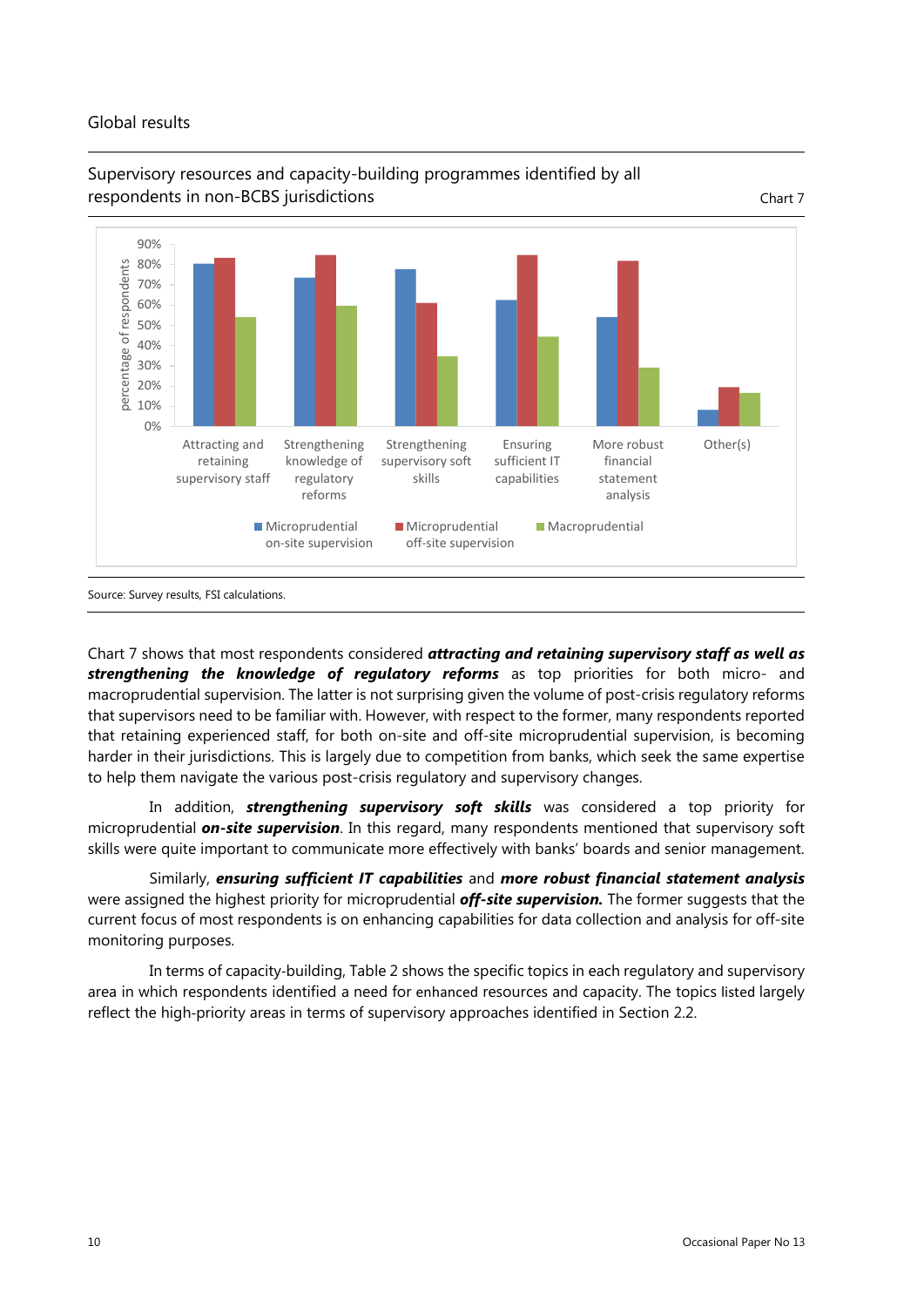Global results

Supervisory resources and capacity-building programmes identified by all respondents in non-BCBS jurisdictions

Chart 7

Source: Survey results, FSI calculations.

Chart 7 shows that most respondents considered ***attracting and retaining supervisory staff as well as strengthening the knowledge of regulatory reforms*** as top priorities for both micro- and macroprudential supervision. The latter is not surprising given the volume of post-crisis regulatory reforms that supervisors need to be familiar with. However, with respect to the former, many respondents reported that retaining experienced staff, for both on-site and off-site microprudential supervision, is becoming harder in their jurisdictions. This is largely due to competition from banks, which seek the same expertise to help them navigate the various post-crisis regulatory and supervisory changes.

In addition, ***strengthening supervisory soft skills*** was considered a top priority for microprudential ***on-site supervision***. In this regard, many respondents mentioned that supervisory soft skills were quite important to communicate more effectively with banks' boards and senior management.

Similarly, ***ensuring sufficient IT capabilities*** and ***more robust financial statement analysis*** were assigned the highest priority for microprudential ***off-site supervision.*** The former suggests that the current focus of most respondents is on enhancing capabilities for data collection and analysis for off-site monitoring purposes.

In terms of capacity-building, Table 2 shows the specific topics in each regulatory and supervisory area in which respondents identified a need for enhanced resources and capacity. The topics listed largely reflect the high-priority areas in terms of supervisory approaches identified in Section 2.2.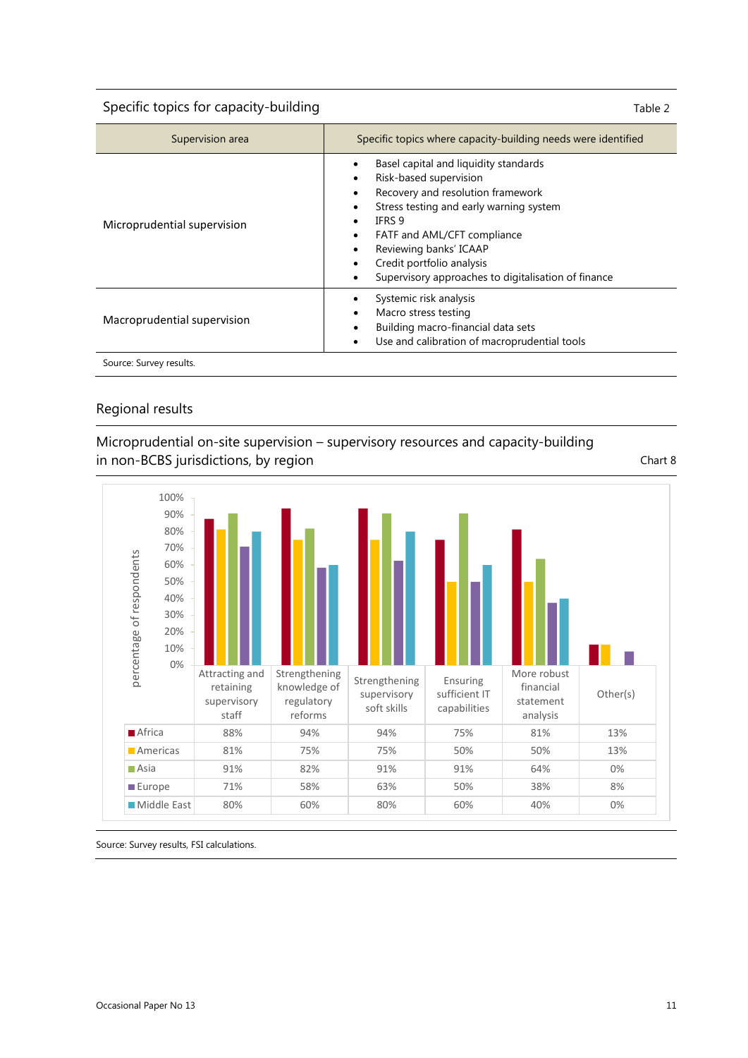Specific topics for capacity-building

Table 2

| Supervision area | Specific topics where capacity-building needs were identified |
|---|---|
| Microprudential supervision | • Basel capital and liquidity standards<br>• Risk-based supervision<br>• Recovery and resolution framework<br>• Stress testing and early warning system<br>• IFRS 9<br>• FATF and AML/CFT compliance<br>• Reviewing banks' ICAAP<br>• Credit portfolio analysis<br>• Supervisory approaches to digitalisation of finance |
| Macroprudential supervision | • Systemic risk analysis<br>• Macro stress testing<br>• Building macro-financial data sets<br>• Use and calibration of macroprudential tools |

Source: Survey results.

## Regional results

Microprudential on-site supervision – supervisory resources and capacity-building in non-BCBS jurisdictions, by region

Chart 8

| | Attracting and retaining supervisory staff | Strengthening knowledge of regulatory reforms | Strengthening supervisory soft skills | Ensuring sufficient IT capabilities | More robust financial statement analysis | Other(s) |
|---|---|---|---|---|---|---|
| Africa | 88% | 94% | 94% | 75% | 81% | 13% |
| Americas | 81% | 75% | 75% | 50% | 50% | 13% |
| Asia | 91% | 82% | 91% | 91% | 64% | 0% |
| Europe | 71% | 58% | 63% | 50% | 38% | 8% |
| Middle East | 80% | 60% | 80% | 60% | 40% | 0% |

Source: Survey results, FSI calculations.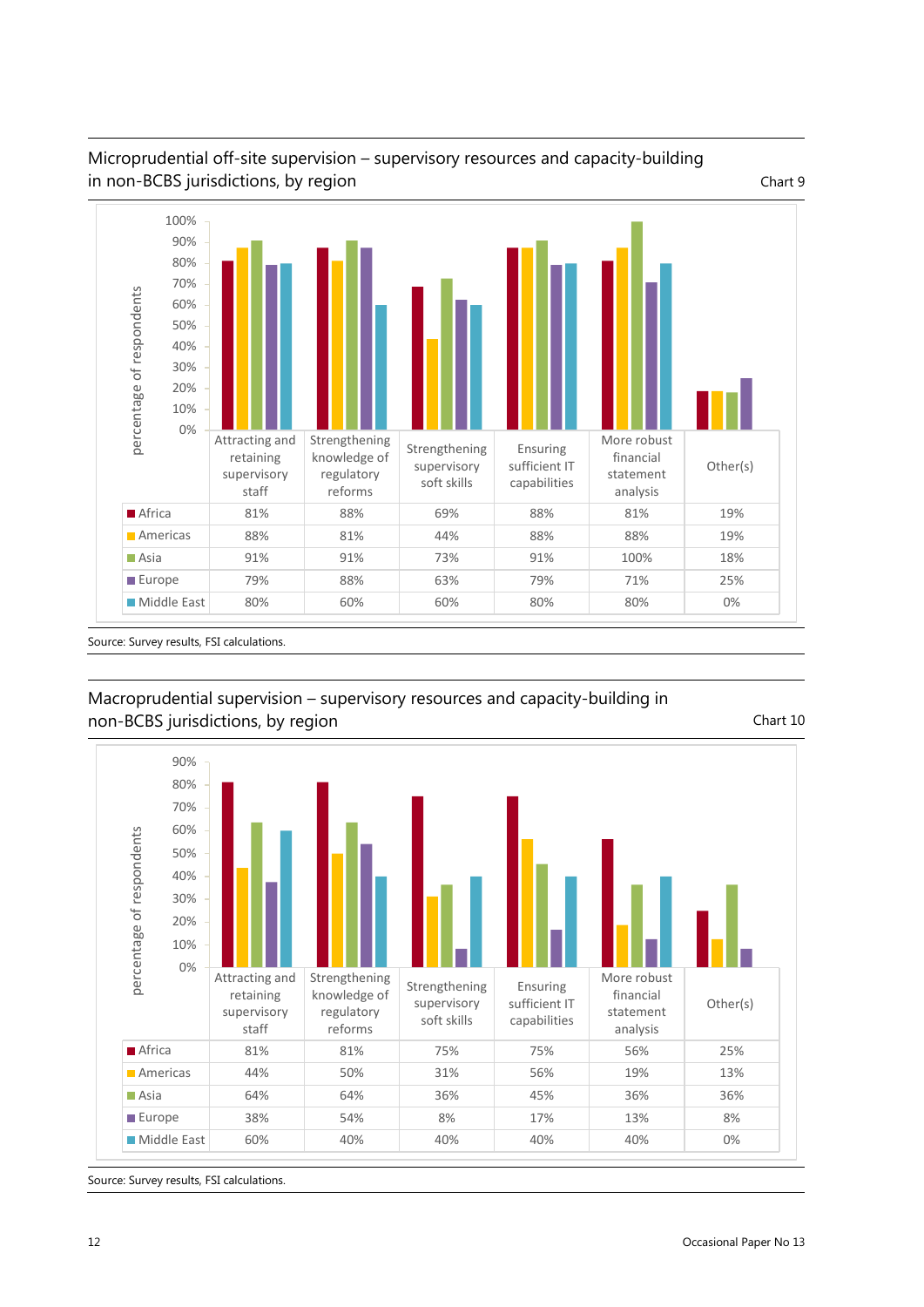Microprudential off-site supervision – supervisory resources and capacity-building in non-BCBS jurisdictions, by region

Chart 9

| | Attracting and retaining supervisory staff | Strengthening knowledge of regulatory reforms | Strengthening supervisory soft skills | Ensuring sufficient IT capabilities | More robust financial statement analysis | Other(s) |
|---|---|---|---|---|---|---|
| Africa | 81% | 88% | 69% | 88% | 81% | 19% |
| Americas | 88% | 81% | 44% | 88% | 88% | 19% |
| Asia | 91% | 91% | 73% | 91% | 100% | 18% |
| Europe | 79% | 88% | 63% | 79% | 71% | 25% |
| Middle East | 80% | 60% | 60% | 80% | 80% | 0% |

Source: Survey results, FSI calculations.

Macroprudential supervision – supervisory resources and capacity-building in non-BCBS jurisdictions, by region

Chart 10

| | Attracting and retaining supervisory staff | Strengthening knowledge of regulatory reforms | Strengthening supervisory soft skills | Ensuring sufficient IT capabilities | More robust financial statement analysis | Other(s) |
|---|---|---|---|---|---|---|
| Africa | 81% | 81% | 75% | 75% | 56% | 25% |
| Americas | 44% | 50% | 31% | 56% | 19% | 13% |
| Asia | 64% | 64% | 36% | 45% | 36% | 36% |
| Europe | 38% | 54% | 8% | 17% | 13% | 8% |
| Middle East | 60% | 40% | 40% | 40% | 40% | 0% |

Source: Survey results, FSI calculations.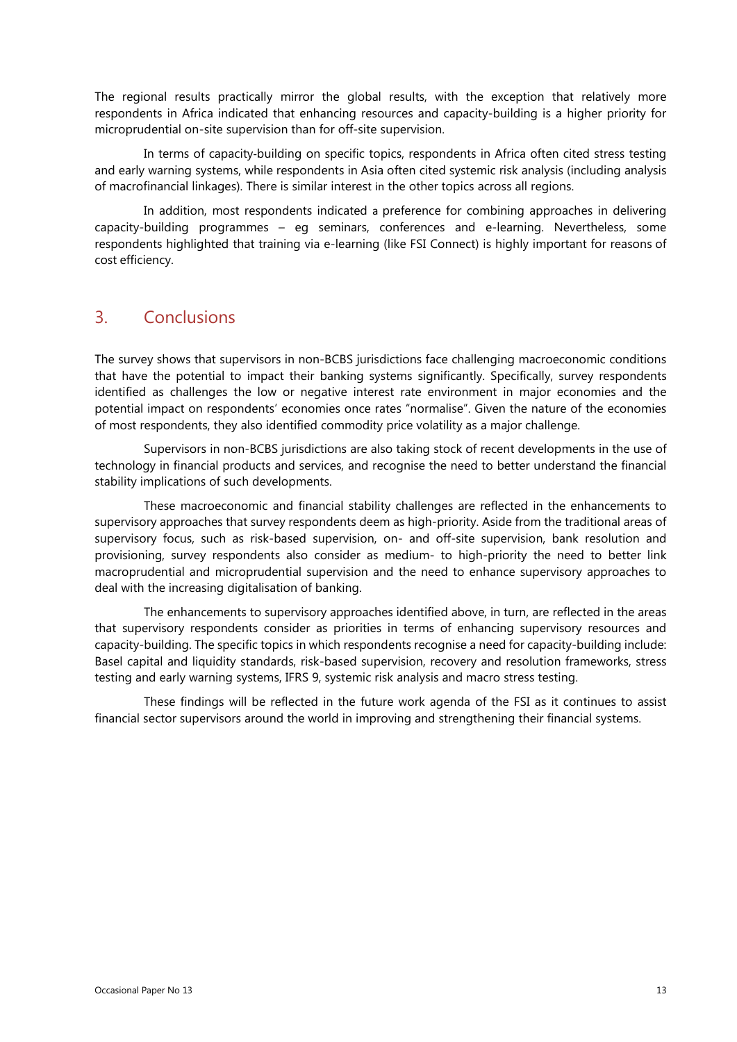The regional results practically mirror the global results, with the exception that relatively more respondents in Africa indicated that enhancing resources and capacity-building is a higher priority for microprudential on-site supervision than for off-site supervision.

In terms of capacity-building on specific topics, respondents in Africa often cited stress testing and early warning systems, while respondents in Asia often cited systemic risk analysis (including analysis of macrofinancial linkages). There is similar interest in the other topics across all regions.

In addition, most respondents indicated a preference for combining approaches in delivering capacity-building programmes – eg seminars, conferences and e-learning. Nevertheless, some respondents highlighted that training via e-learning (like FSI Connect) is highly important for reasons of cost efficiency.

## 3. Conclusions

The survey shows that supervisors in non-BCBS jurisdictions face challenging macroeconomic conditions that have the potential to impact their banking systems significantly. Specifically, survey respondents identified as challenges the low or negative interest rate environment in major economies and the potential impact on respondents' economies once rates "normalise". Given the nature of the economies of most respondents, they also identified commodity price volatility as a major challenge.

Supervisors in non-BCBS jurisdictions are also taking stock of recent developments in the use of technology in financial products and services, and recognise the need to better understand the financial stability implications of such developments.

These macroeconomic and financial stability challenges are reflected in the enhancements to supervisory approaches that survey respondents deem as high-priority. Aside from the traditional areas of supervisory focus, such as risk-based supervision, on- and off-site supervision, bank resolution and provisioning, survey respondents also consider as medium- to high-priority the need to better link macroprudential and microprudential supervision and the need to enhance supervisory approaches to deal with the increasing digitalisation of banking.

The enhancements to supervisory approaches identified above, in turn, are reflected in the areas that supervisory respondents consider as priorities in terms of enhancing supervisory resources and capacity-building. The specific topics in which respondents recognise a need for capacity-building include: Basel capital and liquidity standards, risk-based supervision, recovery and resolution frameworks, stress testing and early warning systems, IFRS 9, systemic risk analysis and macro stress testing.

These findings will be reflected in the future work agenda of the FSI as it continues to assist financial sector supervisors around the world in improving and strengthening their financial systems.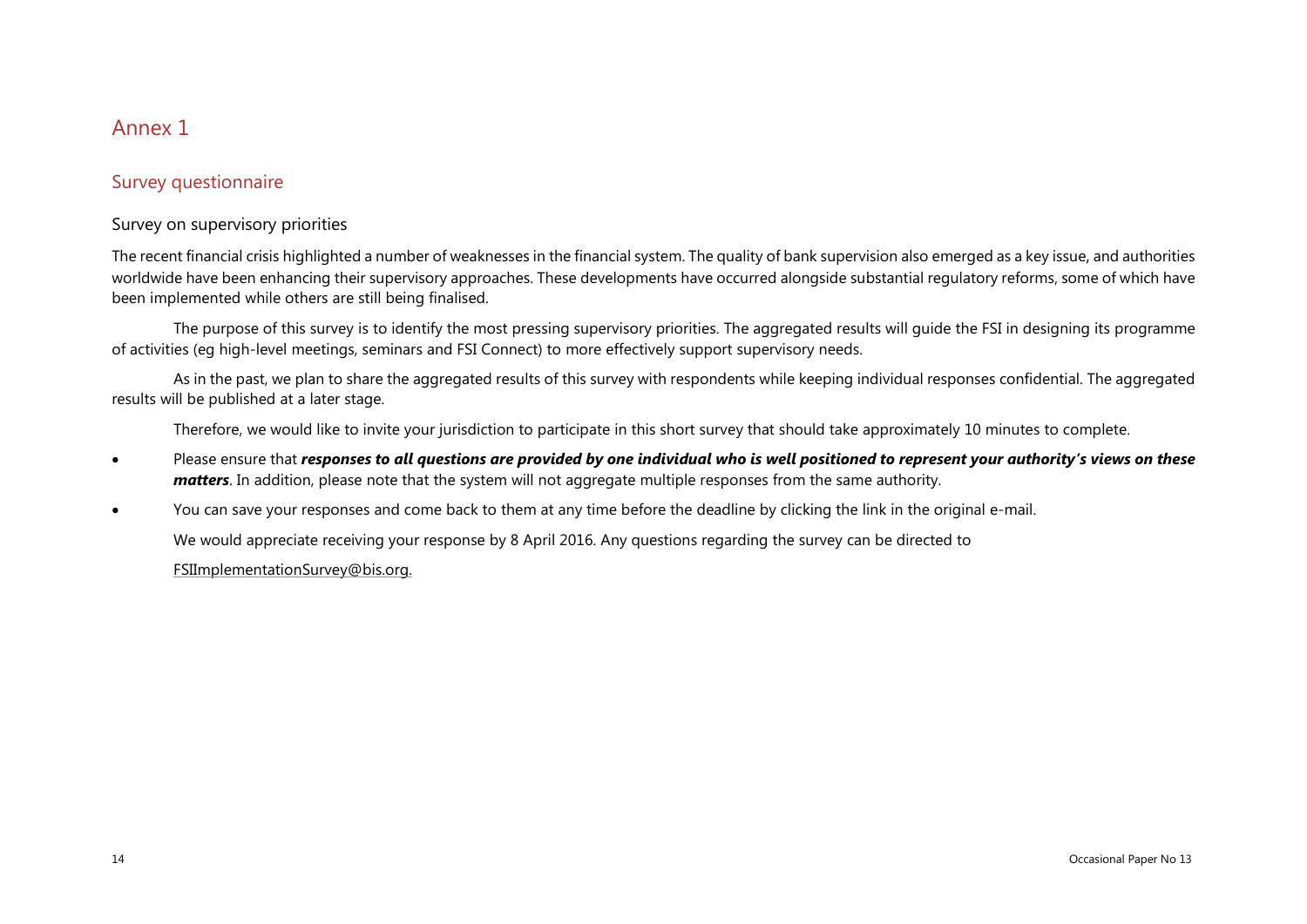# Annex 1

## Survey questionnaire

### Survey on supervisory priorities

The recent financial crisis highlighted a number of weaknesses in the financial system. The quality of bank supervision also emerged as a key issue, and authorities worldwide have been enhancing their supervisory approaches. These developments have occurred alongside substantial regulatory reforms, some of which have been implemented while others are still being finalised.

The purpose of this survey is to identify the most pressing supervisory priorities. The aggregated results will guide the FSI in designing its programme of activities (eg high-level meetings, seminars and FSI Connect) to more effectively support supervisory needs.

As in the past, we plan to share the aggregated results of this survey with respondents while keeping individual responses confidential. The aggregated results will be published at a later stage.

Therefore, we would like to invite your jurisdiction to participate in this short survey that should take approximately 10 minutes to complete.

- Please ensure that ***responses to all questions are provided by one individual who is well positioned to represent your authority's views on these matters***. In addition, please note that the system will not aggregate multiple responses from the same authority.
- You can save your responses and come back to them at any time before the deadline by clicking the link in the original e-mail.

We would appreciate receiving your response by 8 April 2016. Any questions regarding the survey can be directed to

FSIImplementationSurvey@bis.org.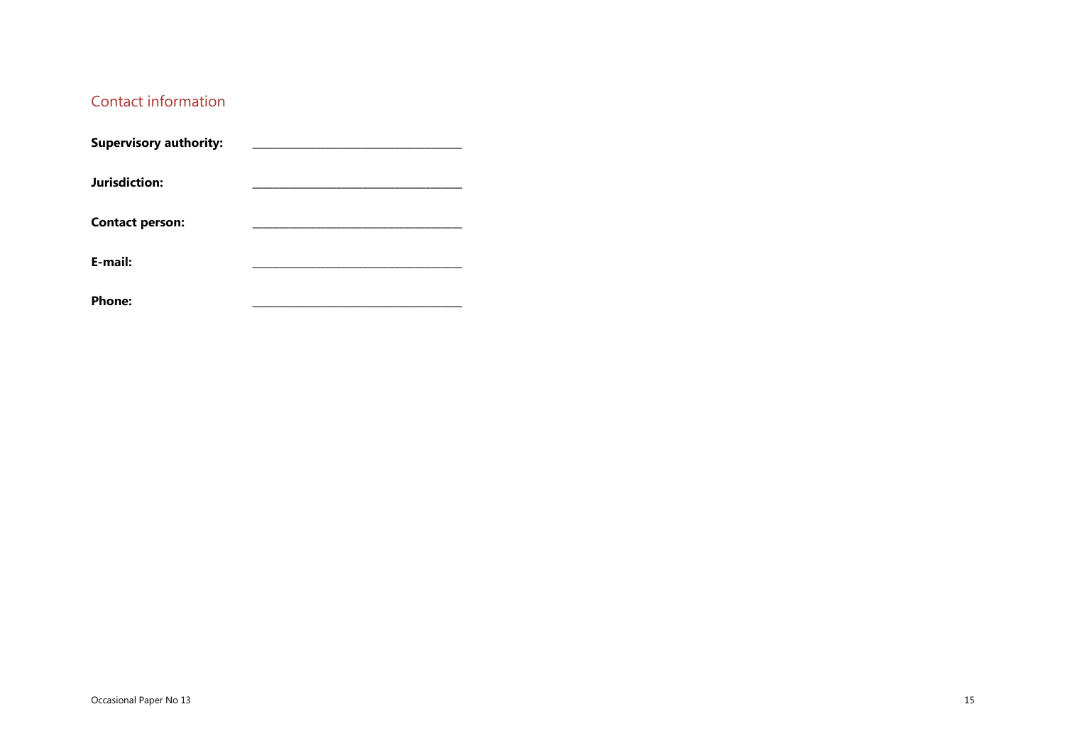## Contact information

**Supervisory authority:** \_\_\_\_\_\_\_\_\_\_\_\_\_\_\_\_\_\_\_\_\_\_\_\_\_\_\_\_\_\_\_\_\_\_

**Jurisdiction:** \_\_\_\_\_\_\_\_\_\_\_\_\_\_\_\_\_\_\_\_\_\_\_\_\_\_\_\_\_\_\_\_\_\_

**Contact person:** \_\_\_\_\_\_\_\_\_\_\_\_\_\_\_\_\_\_\_\_\_\_\_\_\_\_\_\_\_\_\_\_\_\_

**E-mail:** \_\_\_\_\_\_\_\_\_\_\_\_\_\_\_\_\_\_\_\_\_\_\_\_\_\_\_\_\_\_\_\_\_\_

**Phone:** \_\_\_\_\_\_\_\_\_\_\_\_\_\_\_\_\_\_\_\_\_\_\_\_\_\_\_\_\_\_\_\_\_\_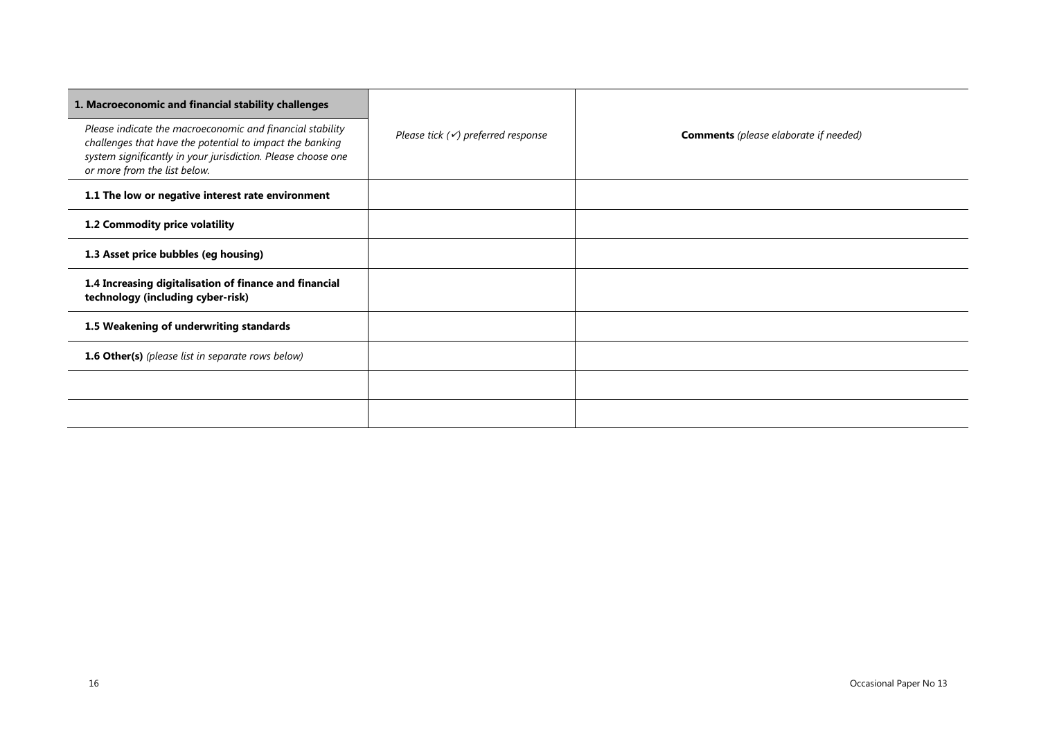| **1. Macroeconomic and financial stability challenges** *Please indicate the macroeconomic and financial stability challenges that have the potential to impact the banking system significantly in your jurisdiction. Please choose one or more from the list below.* | *Please tick (✓) preferred response* | **Comments** *(please elaborate if needed)* |
|---|---|---|
| **1.1 The low or negative interest rate environment** | | |
| **1.2 Commodity price volatility** | | |
| **1.3 Asset price bubbles (eg housing)** | | |
| **1.4 Increasing digitalisation of finance and financial technology (including cyber-risk)** | | |
| **1.5 Weakening of underwriting standards** | | |
| **1.6 Other(s)** *(please list in separate rows below)* | | |
| | | |
| | | |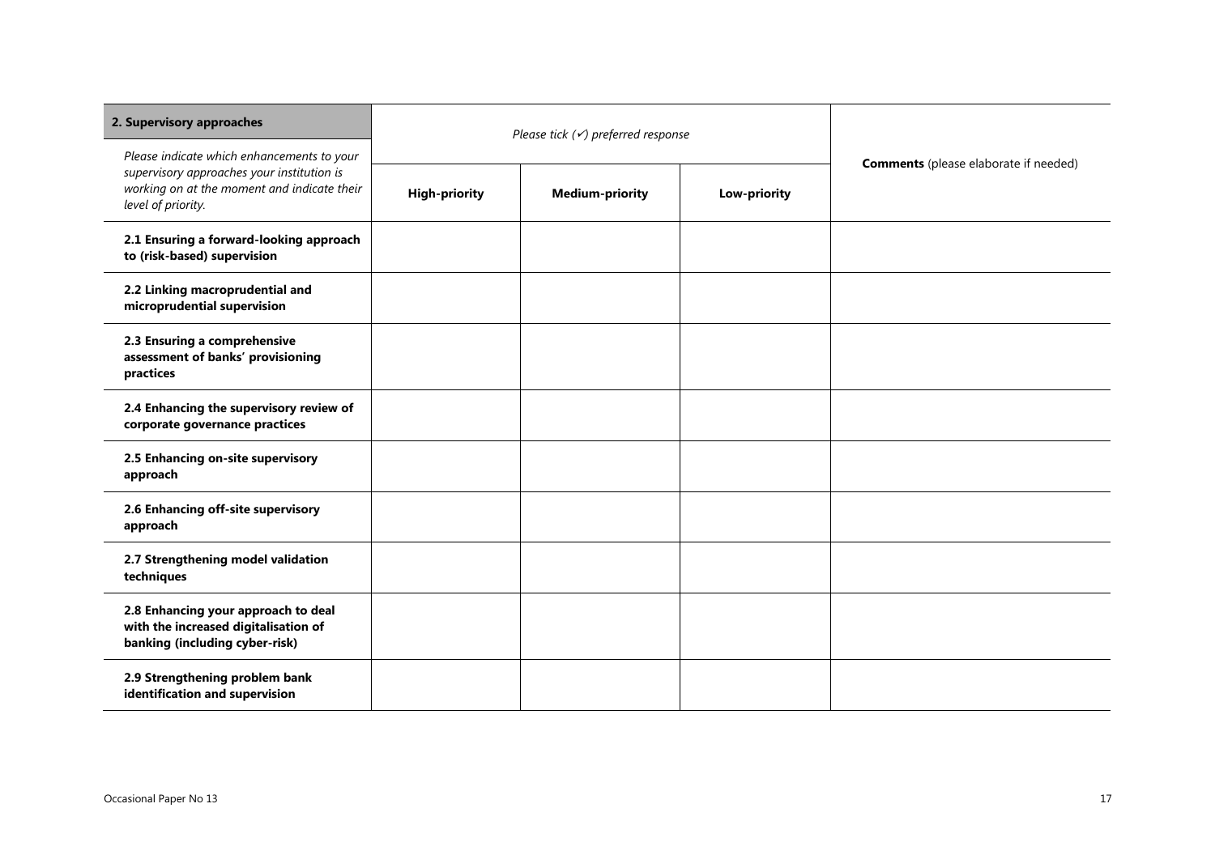| **2. Supervisory approaches**<br>*Please indicate which enhancements to your supervisory approaches your institution is working on at the moment and indicate their level of priority.* | *Please tick (✓) preferred response* | | | **Comments** (please elaborate if needed) |
|---|---|---|---|---|
| | **High-priority** | **Medium-priority** | **Low-priority** | |
| **2.1 Ensuring a forward-looking approach to (risk-based) supervision** | | | | |
| **2.2 Linking macroprudential and microprudential supervision** | | | | |
| **2.3 Ensuring a comprehensive assessment of banks' provisioning practices** | | | | |
| **2.4 Enhancing the supervisory review of corporate governance practices** | | | | |
| **2.5 Enhancing on-site supervisory approach** | | | | |
| **2.6 Enhancing off-site supervisory approach** | | | | |
| **2.7 Strengthening model validation techniques** | | | | |
| **2.8 Enhancing your approach to deal with the increased digitalisation of banking (including cyber-risk)** | | | | |
| **2.9 Strengthening problem bank identification and supervision** | | | | |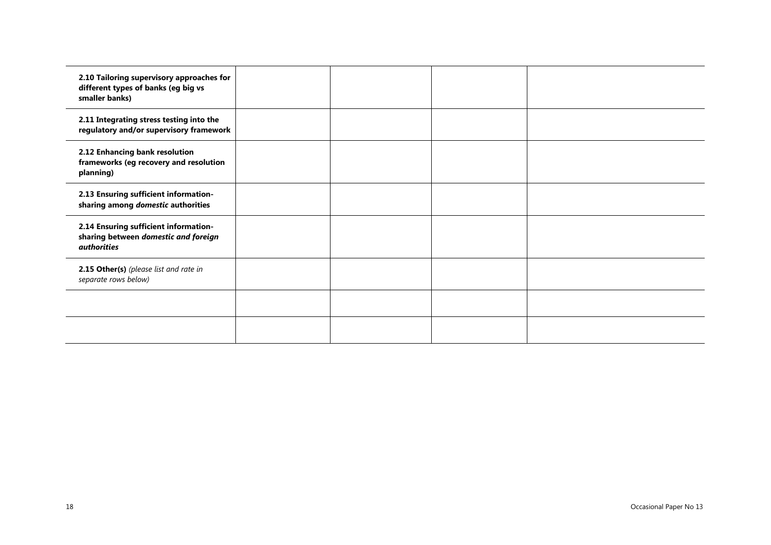| | | | | |
|---|---|---|---|---|
| **2.10 Tailoring supervisory approaches for different types of banks (eg big vs smaller banks)** | | | | |
| **2.11 Integrating stress testing into the regulatory and/or supervisory framework** | | | | |
| **2.12 Enhancing bank resolution frameworks (eg recovery and resolution planning)** | | | | |
| **2.13 Ensuring sufficient information-sharing among *domestic* authorities** | | | | |
| **2.14 Ensuring sufficient information-sharing between *domestic and foreign authorities*** | | | | |
| **2.15 Other(s)** *(please list and rate in separate rows below)* | | | | |
| | | | | |
| | | | | |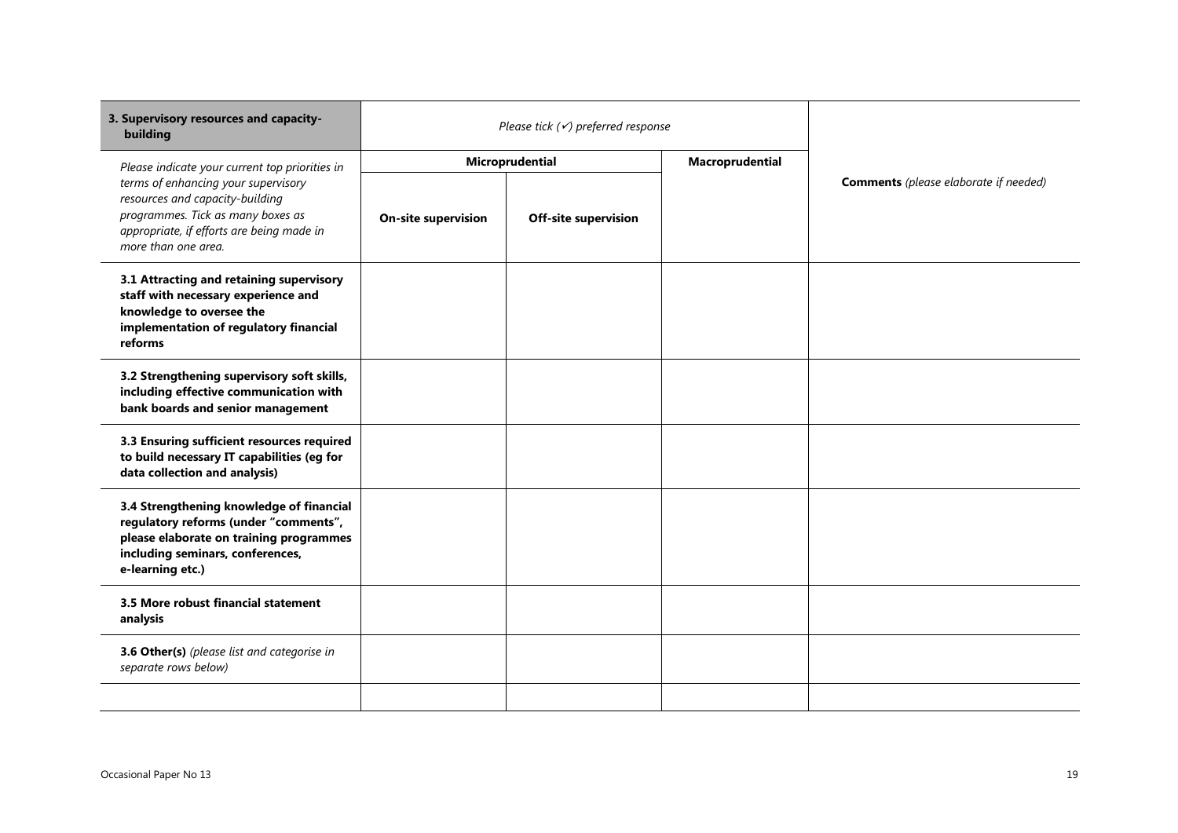| **3. Supervisory resources and capacity-building** | *Please tick (✓) preferred response* | | | **Comments** *(please elaborate if needed)* |
|---|---|---|---|---|
| *Please indicate your current top priorities in terms of enhancing your supervisory resources and capacity-building programmes. Tick as many boxes as appropriate, if efforts are being made in more than one area.* | **Microprudential** | | **Macroprudential** | |
| | **On-site supervision** | **Off-site supervision** | | |
| **3.1 Attracting and retaining supervisory staff with necessary experience and knowledge to oversee the implementation of regulatory financial reforms** | | | | |
| **3.2 Strengthening supervisory soft skills, including effective communication with bank boards and senior management** | | | | |
| **3.3 Ensuring sufficient resources required to build necessary IT capabilities (eg for data collection and analysis)** | | | | |
| **3.4 Strengthening knowledge of financial regulatory reforms (under "comments", please elaborate on training programmes including seminars, conferences, e-learning etc.)** | | | | |
| **3.5 More robust financial statement analysis** | | | | |
| **3.6 Other(s)** *(please list and categorise in separate rows below)* | | | | |
| | | | | |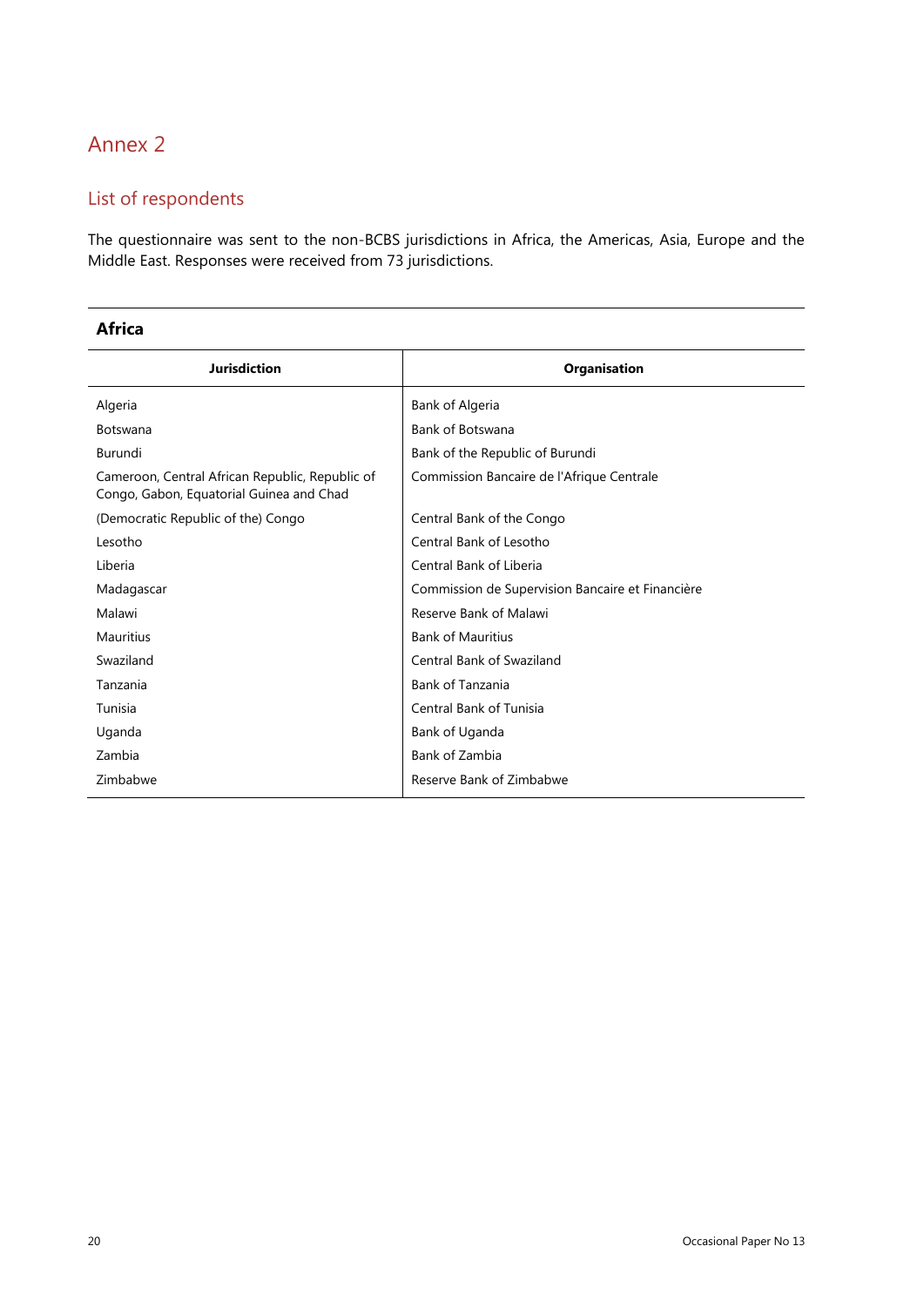# Annex 2

## List of respondents

The questionnaire was sent to the non-BCBS jurisdictions in Africa, the Americas, Asia, Europe and the Middle East. Responses were received from 73 jurisdictions.

### Africa

| Jurisdiction | Organisation |
|---|---|
| Algeria | Bank of Algeria |
| Botswana | Bank of Botswana |
| Burundi | Bank of the Republic of Burundi |
| Cameroon, Central African Republic, Republic of Congo, Gabon, Equatorial Guinea and Chad | Commission Bancaire de l'Afrique Centrale |
| (Democratic Republic of the) Congo | Central Bank of the Congo |
| Lesotho | Central Bank of Lesotho |
| Liberia | Central Bank of Liberia |
| Madagascar | Commission de Supervision Bancaire et Financière |
| Malawi | Reserve Bank of Malawi |
| Mauritius | Bank of Mauritius |
| Swaziland | Central Bank of Swaziland |
| Tanzania | Bank of Tanzania |
| Tunisia | Central Bank of Tunisia |
| Uganda | Bank of Uganda |
| Zambia | Bank of Zambia |
| Zimbabwe | Reserve Bank of Zimbabwe |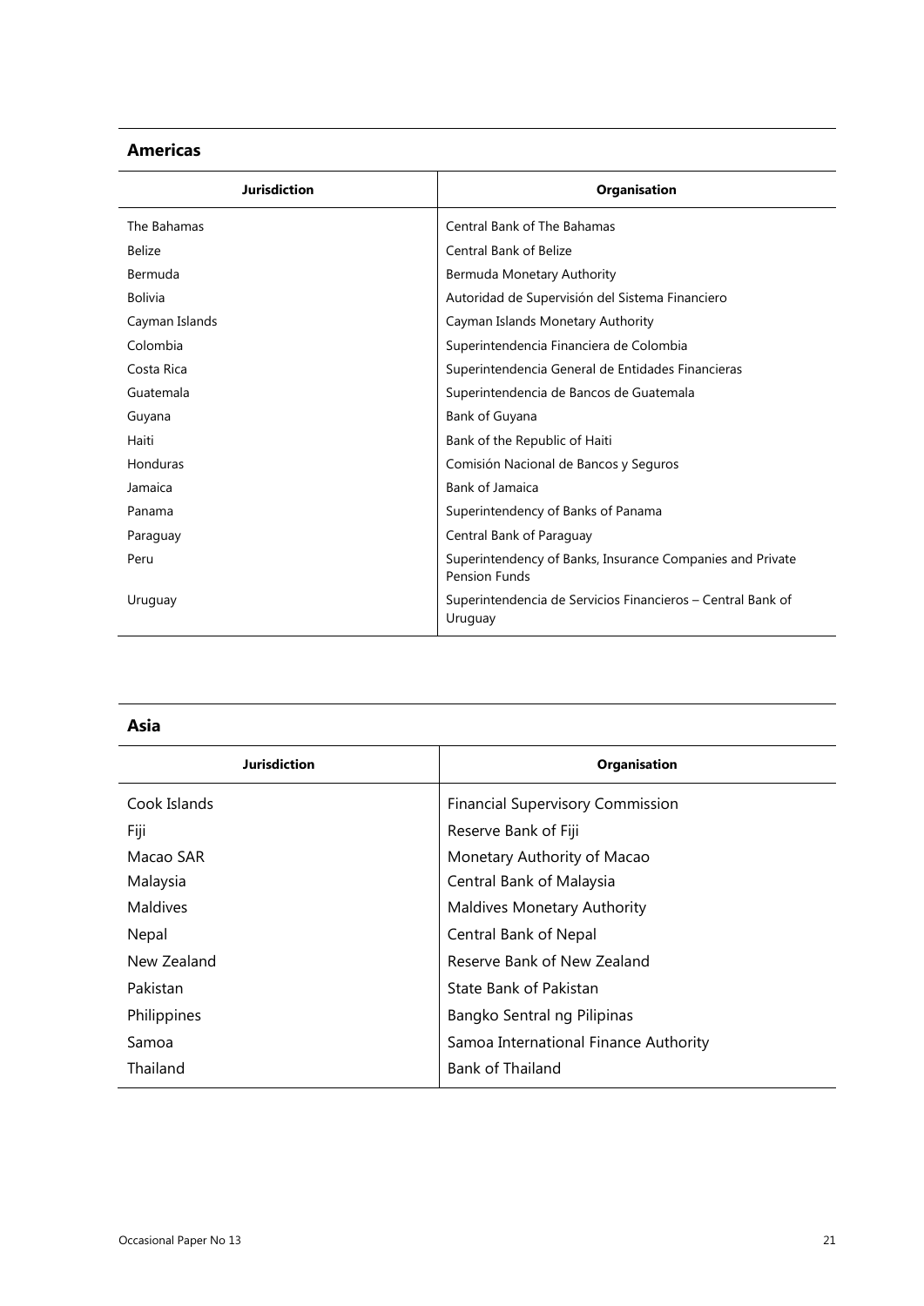## Americas

| Jurisdiction | Organisation |
|---|---|
| The Bahamas | Central Bank of The Bahamas |
| Belize | Central Bank of Belize |
| Bermuda | Bermuda Monetary Authority |
| Bolivia | Autoridad de Supervisión del Sistema Financiero |
| Cayman Islands | Cayman Islands Monetary Authority |
| Colombia | Superintendencia Financiera de Colombia |
| Costa Rica | Superintendencia General de Entidades Financieras |
| Guatemala | Superintendencia de Bancos de Guatemala |
| Guyana | Bank of Guyana |
| Haiti | Bank of the Republic of Haiti |
| Honduras | Comisión Nacional de Bancos y Seguros |
| Jamaica | Bank of Jamaica |
| Panama | Superintendency of Banks of Panama |
| Paraguay | Central Bank of Paraguay |
| Peru | Superintendency of Banks, Insurance Companies and Private Pension Funds |
| Uruguay | Superintendencia de Servicios Financieros – Central Bank of Uruguay |

## Asia

| Jurisdiction | Organisation |
|---|---|
| Cook Islands | Financial Supervisory Commission |
| Fiji | Reserve Bank of Fiji |
| Macao SAR | Monetary Authority of Macao |
| Malaysia | Central Bank of Malaysia |
| Maldives | Maldives Monetary Authority |
| Nepal | Central Bank of Nepal |
| New Zealand | Reserve Bank of New Zealand |
| Pakistan | State Bank of Pakistan |
| Philippines | Bangko Sentral ng Pilipinas |
| Samoa | Samoa International Finance Authority |
| Thailand | Bank of Thailand |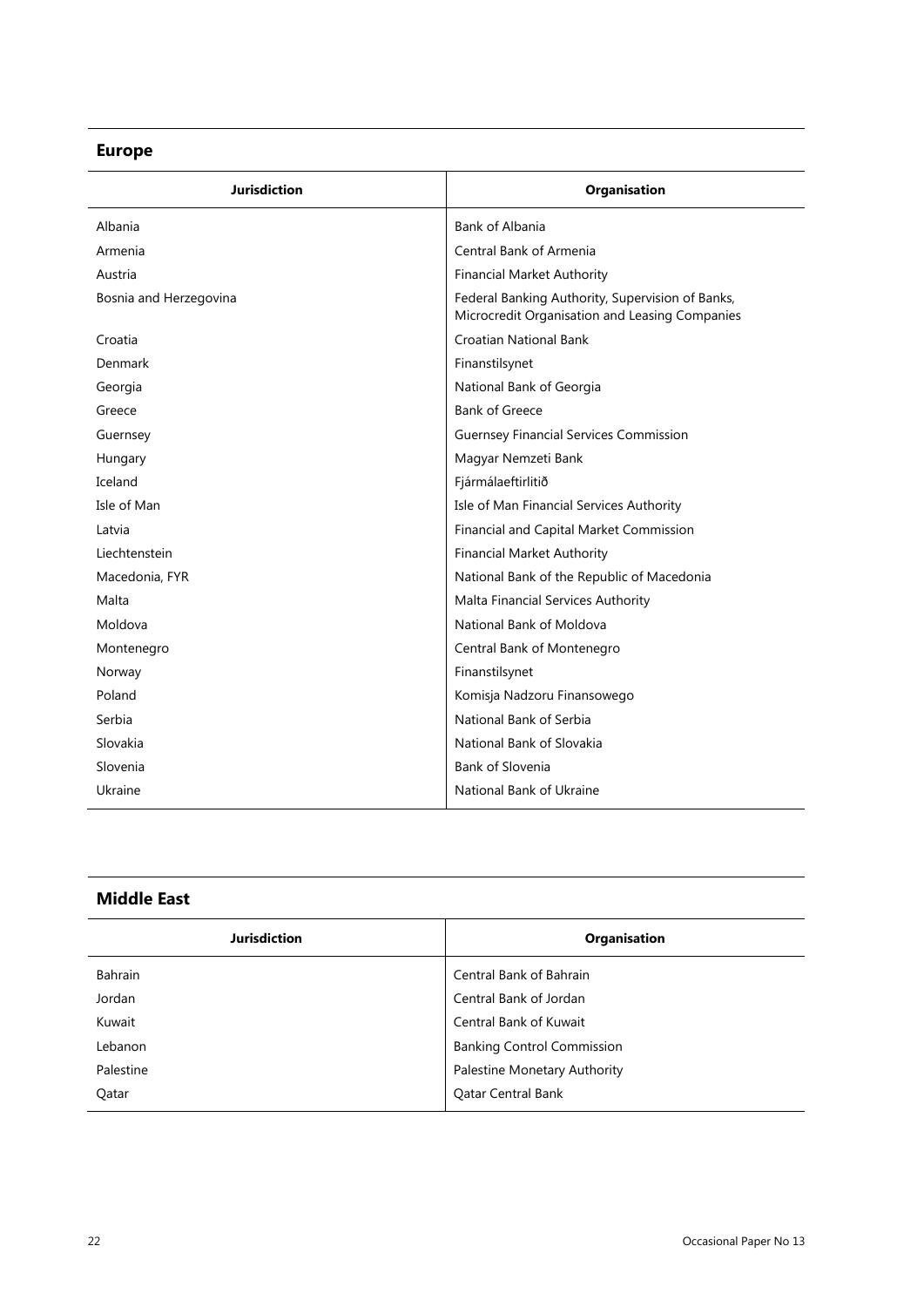## Europe

| Jurisdiction | Organisation |
| --- | --- |
| Albania | Bank of Albania |
| Armenia | Central Bank of Armenia |
| Austria | Financial Market Authority |
| Bosnia and Herzegovina | Federal Banking Authority, Supervision of Banks, Microcredit Organisation and Leasing Companies |
| Croatia | Croatian National Bank |
| Denmark | Finanstilsynet |
| Georgia | National Bank of Georgia |
| Greece | Bank of Greece |
| Guernsey | Guernsey Financial Services Commission |
| Hungary | Magyar Nemzeti Bank |
| Iceland | Fjármálaeftirlitið |
| Isle of Man | Isle of Man Financial Services Authority |
| Latvia | Financial and Capital Market Commission |
| Liechtenstein | Financial Market Authority |
| Macedonia, FYR | National Bank of the Republic of Macedonia |
| Malta | Malta Financial Services Authority |
| Moldova | National Bank of Moldova |
| Montenegro | Central Bank of Montenegro |
| Norway | Finanstilsynet |
| Poland | Komisja Nadzoru Finansowego |
| Serbia | National Bank of Serbia |
| Slovakia | National Bank of Slovakia |
| Slovenia | Bank of Slovenia |
| Ukraine | National Bank of Ukraine |

## Middle East

| Jurisdiction | Organisation |
| --- | --- |
| Bahrain | Central Bank of Bahrain |
| Jordan | Central Bank of Jordan |
| Kuwait | Central Bank of Kuwait |
| Lebanon | Banking Control Commission |
| Palestine | Palestine Monetary Authority |
| Qatar | Qatar Central Bank |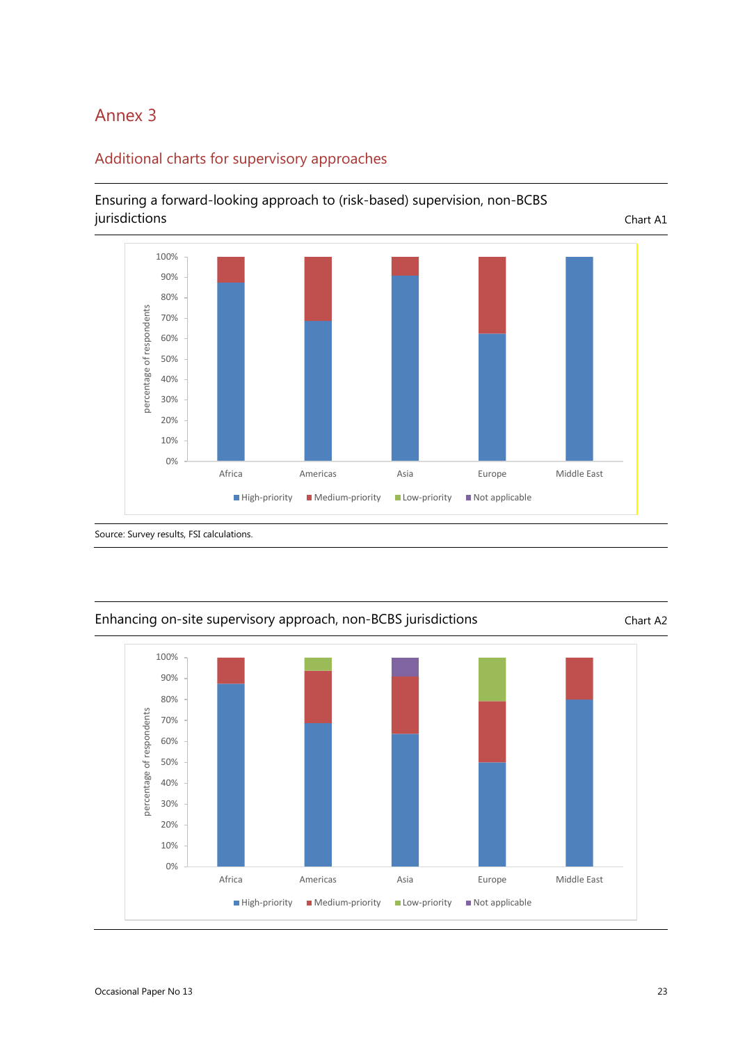# Annex 3

## Additional charts for supervisory approaches

**Ensuring a forward-looking approach to (risk-based) supervision, non-BCBS jurisdictions** — Chart A1

Source: Survey results, FSI calculations.

**Enhancing on-site supervisory approach, non-BCBS jurisdictions** — Chart A2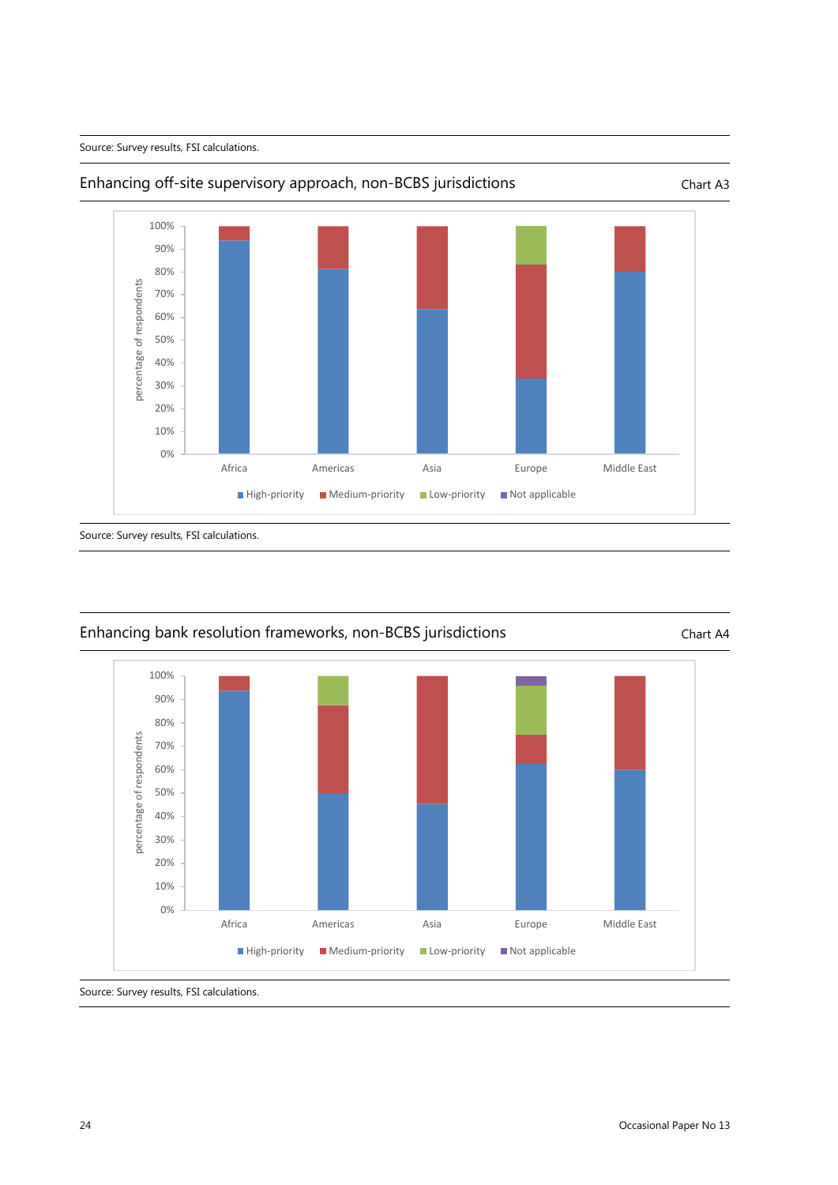Source: Survey results, FSI calculations.

## Enhancing off-site supervisory approach, non-BCBS jurisdictions

Chart A3

Source: Survey results, FSI calculations.

## Enhancing bank resolution frameworks, non-BCBS jurisdictions

Chart A4

Source: Survey results, FSI calculations.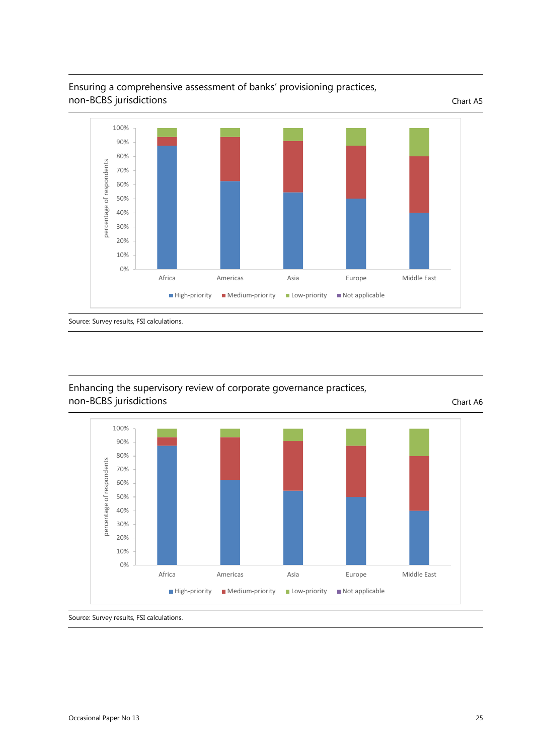## Ensuring a comprehensive assessment of banks' provisioning practices, non-BCBS jurisdictions

Chart A5

Source: Survey results, FSI calculations.

## Enhancing the supervisory review of corporate governance practices, non-BCBS jurisdictions

Chart A6

Source: Survey results, FSI calculations.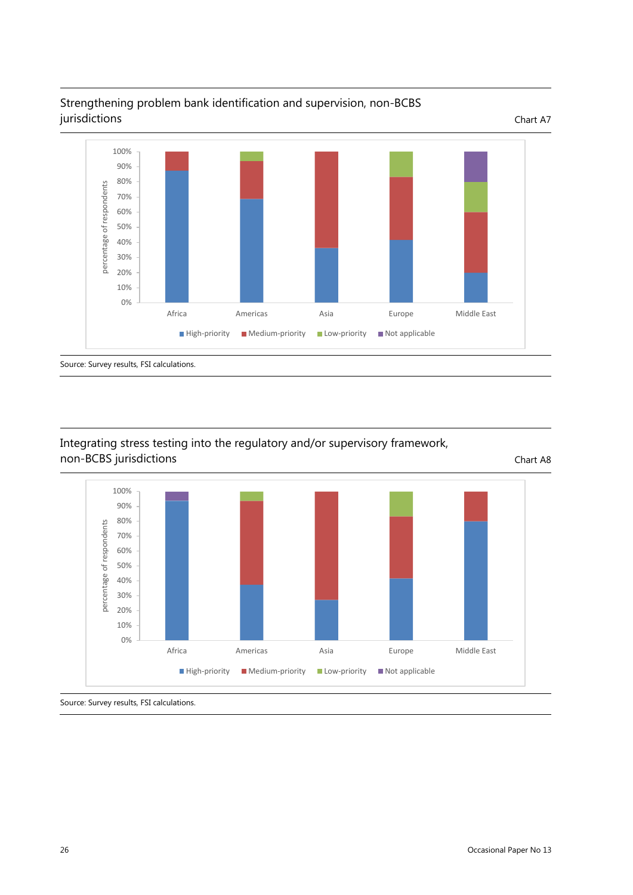## Strengthening problem bank identification and supervision, non-BCBS jurisdictions

Chart A7

percentage of respondents

100%, 90%, 80%, 70%, 60%, 50%, 40%, 30%, 20%, 10%, 0%

Africa, Americas, Asia, Europe, Middle East

High-priority, Medium-priority, Low-priority, Not applicable

Source: Survey results, FSI calculations.

## Integrating stress testing into the regulatory and/or supervisory framework, non-BCBS jurisdictions

Chart A8

percentage of respondents

100%, 90%, 80%, 70%, 60%, 50%, 40%, 30%, 20%, 10%, 0%

Africa, Americas, Asia, Europe, Middle East

High-priority, Medium-priority, Low-priority, Not applicable

Source: Survey results, FSI calculations.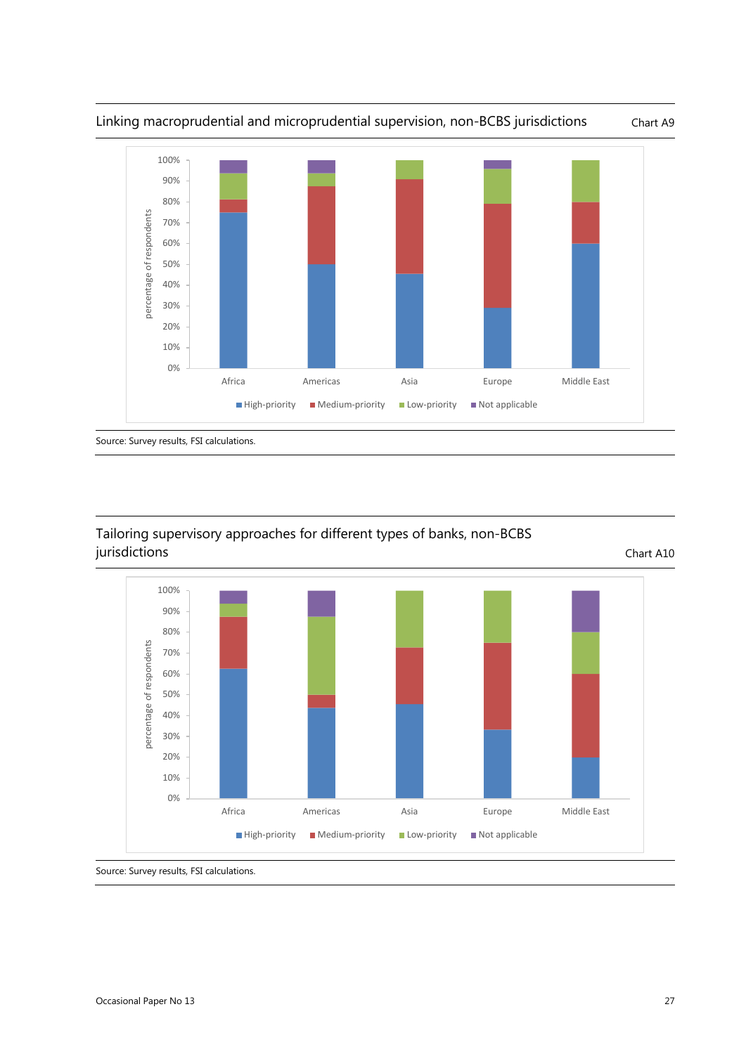## Linking macroprudential and microprudential supervision, non-BCBS jurisdictions

Chart A9

Source: Survey results, FSI calculations.

## Tailoring supervisory approaches for different types of banks, non-BCBS jurisdictions

Chart A10

Source: Survey results, FSI calculations.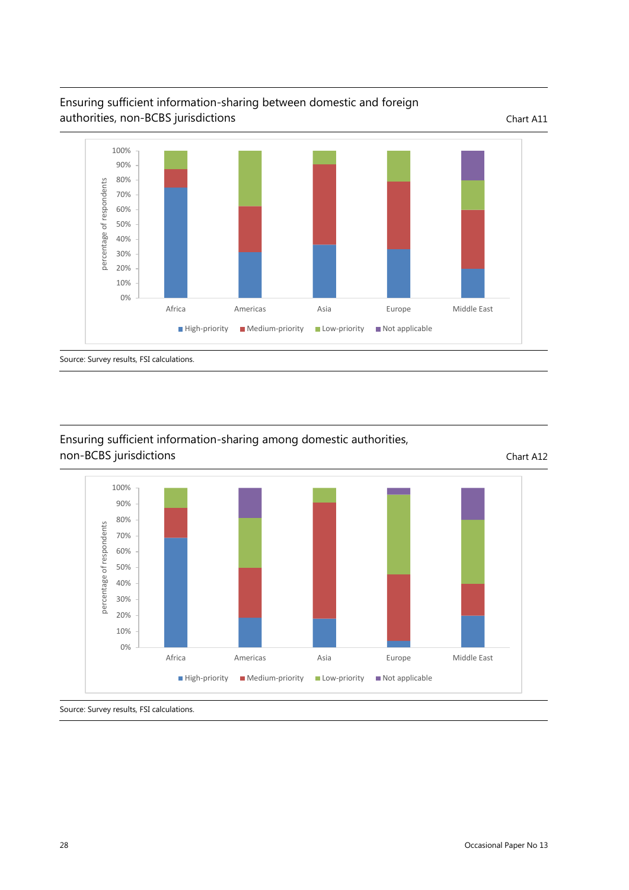### Ensuring sufficient information-sharing between domestic and foreign authorities, non-BCBS jurisdictions

Chart A11

Source: Survey results, FSI calculations.

### Ensuring sufficient information-sharing among domestic authorities, non-BCBS jurisdictions

Chart A12

Source: Survey results, FSI calculations.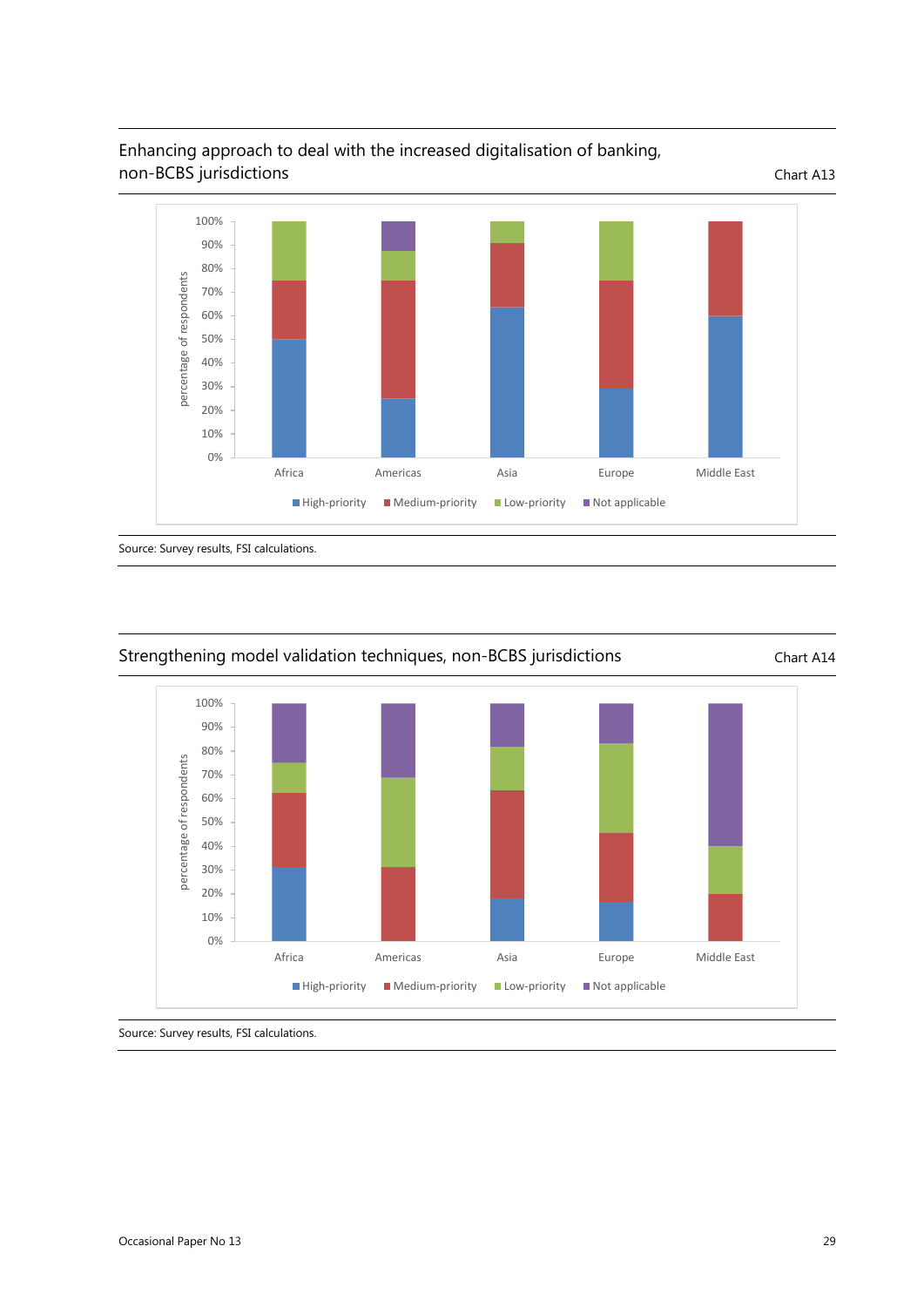## Enhancing approach to deal with the increased digitalisation of banking, non-BCBS jurisdictions

Chart A13

100%
90%
80%
70%
60%
50%
40%
30%
20%
10%
0%

percentage of respondents

Africa
Americas
Asia
Europe
Middle East

High-priority
Medium-priority
Low-priority
Not applicable

Source: Survey results, FSI calculations.

## Strengthening model validation techniques, non-BCBS jurisdictions

Chart A14

100%
90%
80%
70%
60%
50%
40%
30%
20%
10%
0%

percentage of respondents

Africa
Americas
Asia
Europe
Middle East

High-priority
Medium-priority
Low-priority
Not applicable

Source: Survey results, FSI calculations.